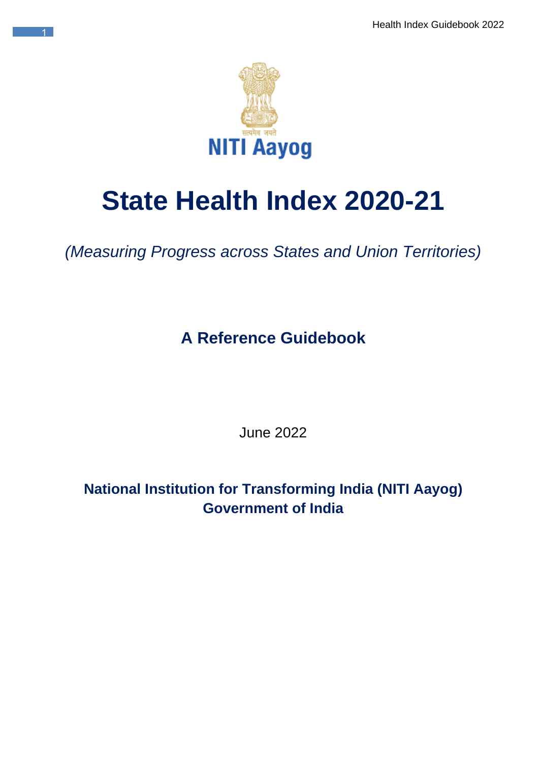सत्यमेव जयते

NITI Aayog

# State Health Index 2020-21

*(Measuring Progress across States and Union Territories)*

## A Reference Guidebook

June 2022

**National Institution for Transforming India (NITI Aayog)**
**Government of India**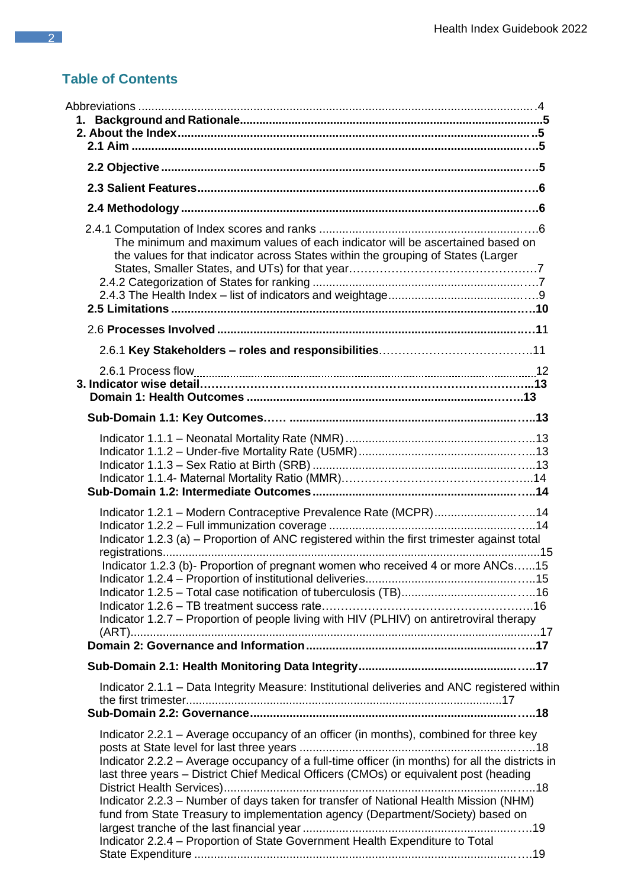## Table of Contents

Abbreviations ........................................................................................................................4

**1. Background and Rationale**............................................................................................**5**

**2. About the Index**...............................................................................................................**5**

**2.1 Aim** ..............................................................................................................................**5**

**2.2 Objective** .......................................................................................................................**5**

**2.3 Salient Features**............................................................................................................**6**

**2.4 Methodology** ..................................................................................................................**6**

2.4.1 Computation of Index scores and ranks ............................................................................6

The minimum and maximum values of each indicator will be ascertained based on the values for that indicator across States within the grouping of States (Larger States, Smaller States, and UTs) for that year…………………………………………7

2.4.2 Categorization of States for ranking ..................................................................................7

2.4.3 The Health Index – list of indicators and weightage...........................................................9

**2.5 Limitations** ....................................................................................................................**10**

2.6 **Processes Involved** ........................................................................................................**11**

2.6.1 **Key Stakeholders – roles and responsibilities**……………………………………11

2.6.1 Process flow...........................................................................................................................12

**3. Indicator wise detail**………………………………………………………………………...**13**

**Domain 1: Health Outcomes** ..........................................................................................**13**

**Sub-Domain 1.1: Key Outcomes**…… .................................................................................**13**

Indicator 1.1.1 – Neonatal Mortality Rate (NMR) ....................................................................13

Indicator 1.1.2 – Under-five Mortality Rate (U5MR).................................................................13

Indicator 1.1.3 – Sex Ratio at Birth (SRB) ..............................................................................13

Indicator 1.1.4- Maternal Mortality Ratio (MMR)……………………………………………..14

**Sub-Domain 1.2: Intermediate Outcomes** ...........................................................................**14**

Indicator 1.2.1 – Modern Contraceptive Prevalence Rate (MCPR)...........................................14

Indicator 1.2.2 – Full immunization coverage .........................................................................14

Indicator 1.2.3 (a) – Proportion of ANC registered within the first trimester against total registrations........................................................................................................................15

Indicator 1.2.3 (b)- Proportion of pregnant women who received 4 or more ANCs…...15

Indicator 1.2.4 – Proportion of institutional deliveries...............................................................15

Indicator 1.2.5 – Total case notification of tuberculosis (TB)....................................................16

Indicator 1.2.6 – TB treatment success rate……………………………………………….16

Indicator 1.2.7 – Proportion of people living with HIV (PLHIV) on antiretroviral therapy (ART).................................................................................................................................17

**Domain 2: Governance and Information** ...........................................................................**17**

**Sub-Domain 2.1: Health Monitoring Data Integrity**...............................................................**17**

Indicator 2.1.1 – Data Integrity Measure: Institutional deliveries and ANC registered within the first trimester...............................................................................................................17

**Sub-Domain 2.2: Governance**..........................................................................................**18**

Indicator 2.2.1 – Average occupancy of an officer (in months), combined for three key posts at State level for last three years ....................................................................18

Indicator 2.2.2 – Average occupancy of a full-time officer (in months) for all the districts in last three years – District Chief Medical Officers (CMOs) or equivalent post (heading District Health Services)..........................................................................................18

Indicator 2.2.3 – Number of days taken for transfer of National Health Mission (NHM) fund from State Treasury to implementation agency (Department/Society) based on largest tranche of the last financial year ..........................................................................19

Indicator 2.2.4 – Proportion of State Government Health Expenditure to Total State Expenditure ....................................................................................................19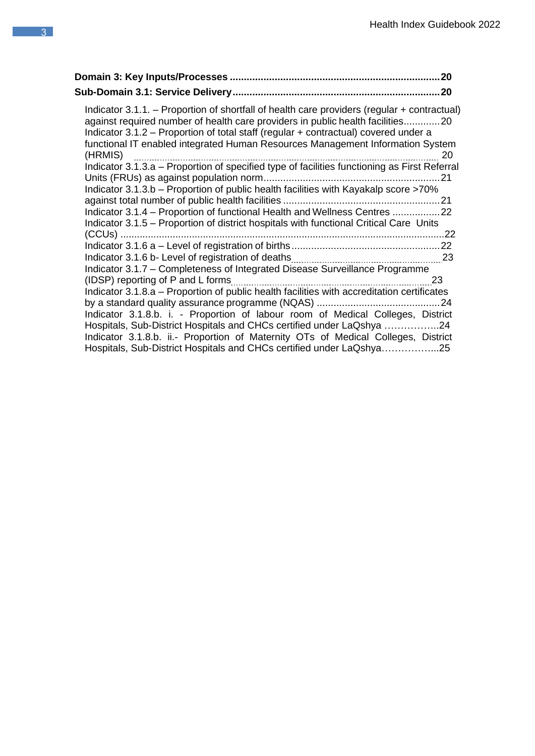**Domain 3: Key Inputs/Processes .......................................................................... 20**

**Sub-Domain 3.1: Service Delivery......................................................................... 20**

Indicator 3.1.1. – Proportion of shortfall of health care providers (regular + contractual) against required number of health care providers in public health facilities............. 20

Indicator 3.1.2 – Proportion of total staff (regular + contractual) covered under a functional IT enabled integrated Human Resources Management Information System (HRMIS) ........................................................................................................ 20

Indicator 3.1.3.a – Proportion of specified type of facilities functioning as First Referral Units (FRUs) as against population norm............................................................... 21

Indicator 3.1.3.b – Proportion of public health facilities with Kayakalp score >70% against total number of public health facilities ........................................................ 21

Indicator 3.1.4 – Proportion of functional Health and Wellness Centres ................. 22

Indicator 3.1.5 – Proportion of district hospitals with functional Critical Care Units (CCUs) ...................................................................................................................... 22

Indicator 3.1.6 a – Level of registration of births..................................................... 22

Indicator 3.1.6 b- Level of registration of deaths........................................................ 23

Indicator 3.1.7 – Completeness of Integrated Disease Surveillance Programme (IDSP) reporting of P and L forms........................................................................... 23

Indicator 3.1.8.a – Proportion of public health facilities with accreditation certificates by a standard quality assurance programme (NQAS) ............................................ 24

Indicator 3.1.8.b. i. - Proportion of labour room of Medical Colleges, District Hospitals, Sub-District Hospitals and CHCs certified under LaQshya ……………..24

Indicator 3.1.8.b. ii.- Proportion of Maternity OTs of Medical Colleges, District Hospitals, Sub-District Hospitals and CHCs certified under LaQshya……………...25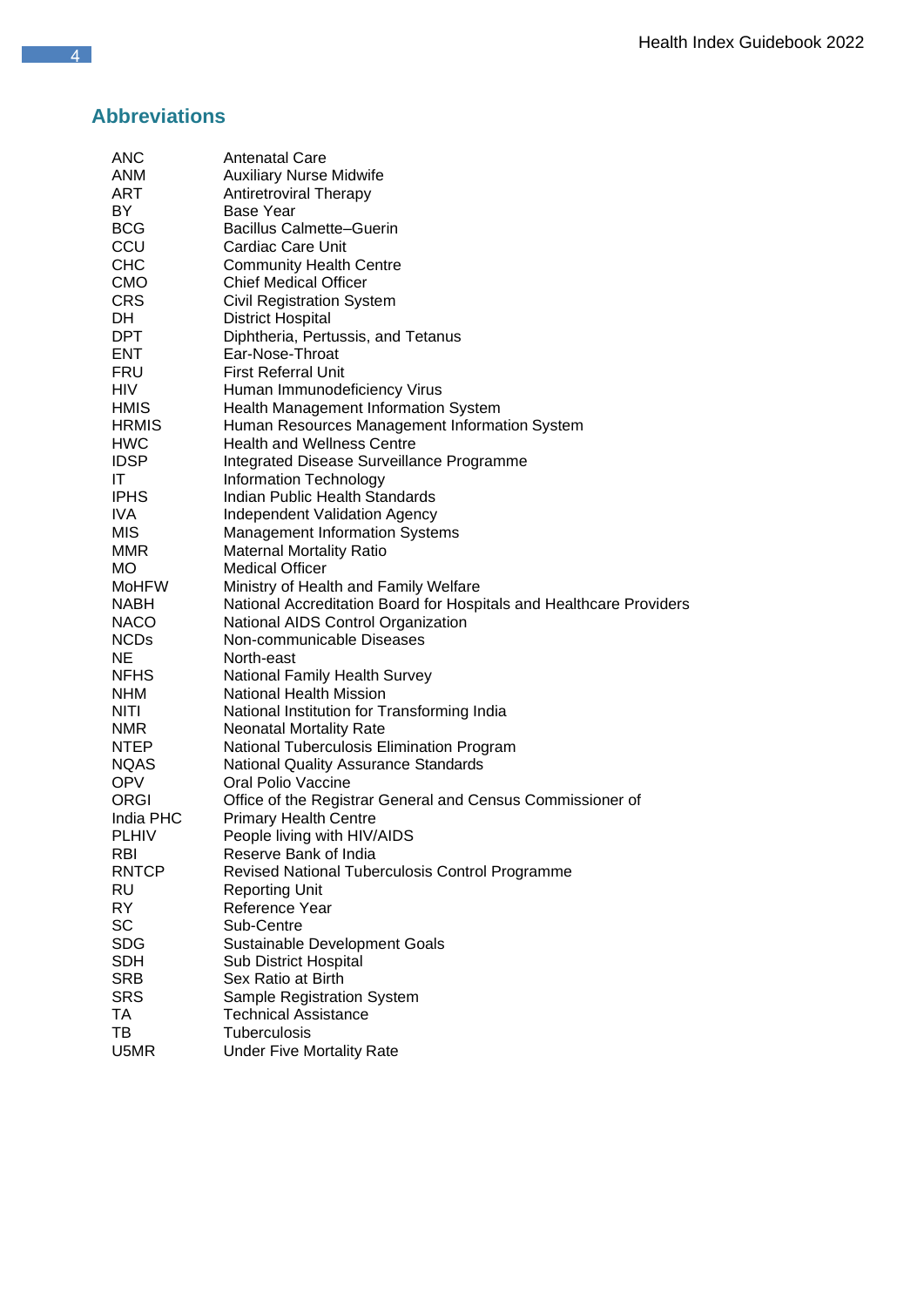## Abbreviations

| | |
|---|---|
| ANC | Antenatal Care |
| ANM | Auxiliary Nurse Midwife |
| ART | Antiretroviral Therapy |
| BY | Base Year |
| BCG | Bacillus Calmette–Guerin |
| CCU | Cardiac Care Unit |
| CHC | Community Health Centre |
| CMO | Chief Medical Officer |
| CRS | Civil Registration System |
| DH | District Hospital |
| DPT | Diphtheria, Pertussis, and Tetanus |
| ENT | Ear-Nose-Throat |
| FRU | First Referral Unit |
| HIV | Human Immunodeficiency Virus |
| HMIS | Health Management Information System |
| HRMIS | Human Resources Management Information System |
| HWC | Health and Wellness Centre |
| IDSP | Integrated Disease Surveillance Programme |
| IT | Information Technology |
| IPHS | Indian Public Health Standards |
| IVA | Independent Validation Agency |
| MIS | Management Information Systems |
| MMR | Maternal Mortality Ratio |
| MO | Medical Officer |
| MoHFW | Ministry of Health and Family Welfare |
| NABH | National Accreditation Board for Hospitals and Healthcare Providers |
| NACO | National AIDS Control Organization |
| NCDs | Non-communicable Diseases |
| NE | North-east |
| NFHS | National Family Health Survey |
| NHM | National Health Mission |
| NITI | National Institution for Transforming India |
| NMR | Neonatal Mortality Rate |
| NTEP | National Tuberculosis Elimination Program |
| NQAS | National Quality Assurance Standards |
| OPV | Oral Polio Vaccine |
| ORGI | Office of the Registrar General and Census Commissioner of |
| India PHC | Primary Health Centre |
| PLHIV | People living with HIV/AIDS |
| RBI | Reserve Bank of India |
| RNTCP | Revised National Tuberculosis Control Programme |
| RU | Reporting Unit |
| RY | Reference Year |
| SC | Sub-Centre |
| SDG | Sustainable Development Goals |
| SDH | Sub District Hospital |
| SRB | Sex Ratio at Birth |
| SRS | Sample Registration System |
| TA | Technical Assistance |
| TB | Tuberculosis |
| U5MR | Under Five Mortality Rate |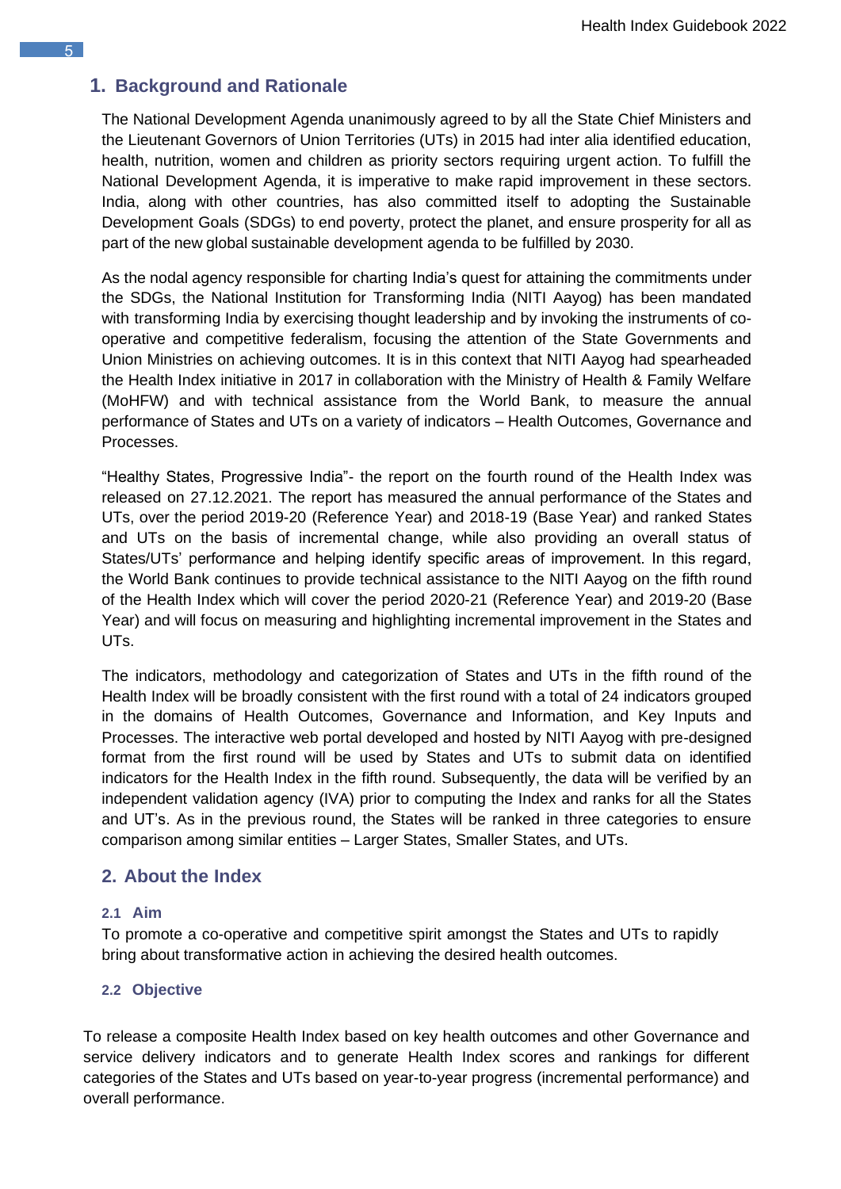## 1. Background and Rationale

The National Development Agenda unanimously agreed to by all the State Chief Ministers and the Lieutenant Governors of Union Territories (UTs) in 2015 had inter alia identified education, health, nutrition, women and children as priority sectors requiring urgent action. To fulfill the National Development Agenda, it is imperative to make rapid improvement in these sectors. India, along with other countries, has also committed itself to adopting the Sustainable Development Goals (SDGs) to end poverty, protect the planet, and ensure prosperity for all as part of the new global sustainable development agenda to be fulfilled by 2030.

As the nodal agency responsible for charting India's quest for attaining the commitments under the SDGs, the National Institution for Transforming India (NITI Aayog) has been mandated with transforming India by exercising thought leadership and by invoking the instruments of co-operative and competitive federalism, focusing the attention of the State Governments and Union Ministries on achieving outcomes. It is in this context that NITI Aayog had spearheaded the Health Index initiative in 2017 in collaboration with the Ministry of Health & Family Welfare (MoHFW) and with technical assistance from the World Bank, to measure the annual performance of States and UTs on a variety of indicators – Health Outcomes, Governance and Processes.

"Healthy States, Progressive India"- the report on the fourth round of the Health Index was released on 27.12.2021. The report has measured the annual performance of the States and UTs, over the period 2019-20 (Reference Year) and 2018-19 (Base Year) and ranked States and UTs on the basis of incremental change, while also providing an overall status of States/UTs' performance and helping identify specific areas of improvement. In this regard, the World Bank continues to provide technical assistance to the NITI Aayog on the fifth round of the Health Index which will cover the period 2020-21 (Reference Year) and 2019-20 (Base Year) and will focus on measuring and highlighting incremental improvement in the States and UTs.

The indicators, methodology and categorization of States and UTs in the fifth round of the Health Index will be broadly consistent with the first round with a total of 24 indicators grouped in the domains of Health Outcomes, Governance and Information, and Key Inputs and Processes. The interactive web portal developed and hosted by NITI Aayog with pre-designed format from the first round will be used by States and UTs to submit data on identified indicators for the Health Index in the fifth round. Subsequently, the data will be verified by an independent validation agency (IVA) prior to computing the Index and ranks for all the States and UT's. As in the previous round, the States will be ranked in three categories to ensure comparison among similar entities – Larger States, Smaller States, and UTs.

## 2. About the Index

### 2.1 Aim

To promote a co-operative and competitive spirit amongst the States and UTs to rapidly bring about transformative action in achieving the desired health outcomes.

### 2.2 Objective

To release a composite Health Index based on key health outcomes and other Governance and service delivery indicators and to generate Health Index scores and rankings for different categories of the States and UTs based on year-to-year progress (incremental performance) and overall performance.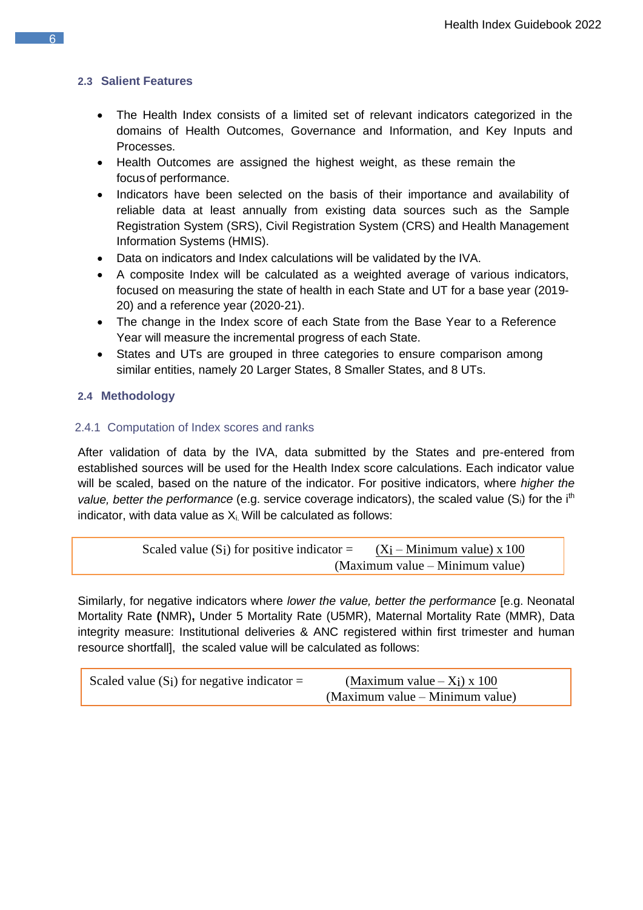## 2.3 Salient Features

- The Health Index consists of a limited set of relevant indicators categorized in the domains of Health Outcomes, Governance and Information, and Key Inputs and Processes.
- Health Outcomes are assigned the highest weight, as these remain the focus of performance.
- Indicators have been selected on the basis of their importance and availability of reliable data at least annually from existing data sources such as the Sample Registration System (SRS), Civil Registration System (CRS) and Health Management Information Systems (HMIS).
- Data on indicators and Index calculations will be validated by the IVA.
- A composite Index will be calculated as a weighted average of various indicators, focused on measuring the state of health in each State and UT for a base year (2019-20) and a reference year (2020-21).
- The change in the Index score of each State from the Base Year to a Reference Year will measure the incremental progress of each State.
- States and UTs are grouped in three categories to ensure comparison among similar entities, namely 20 Larger States, 8 Smaller States, and 8 UTs.

## 2.4 Methodology

### 2.4.1 Computation of Index scores and ranks

After validation of data by the IVA, data submitted by the States and pre-entered from established sources will be used for the Health Index score calculations. Each indicator value will be scaled, based on the nature of the indicator. For positive indicators, where *higher the value, better the performance* (e.g. service coverage indicators), the scaled value ($S_i$) for the $i^{th}$ indicator, with data value as $X_i$. Will be calculated as follows:

$$\text{Scaled value } (S_i) \text{ for positive indicator} = \frac{(X_i - \text{Minimum value}) \times 100}{(\text{Maximum value} - \text{Minimum value})}$$

Similarly, for negative indicators where *lower the value, better the performance* [e.g. Neonatal Mortality Rate **(**NMR)**,** Under 5 Mortality Rate (U5MR), Maternal Mortality Rate (MMR), Data integrity measure: Institutional deliveries & ANC registered within first trimester and human resource shortfall], the scaled value will be calculated as follows:

$$\text{Scaled value } (S_i) \text{ for negative indicator} = \frac{(\text{Maximum value} - X_i) \times 100}{(\text{Maximum value} - \text{Minimum value})}$$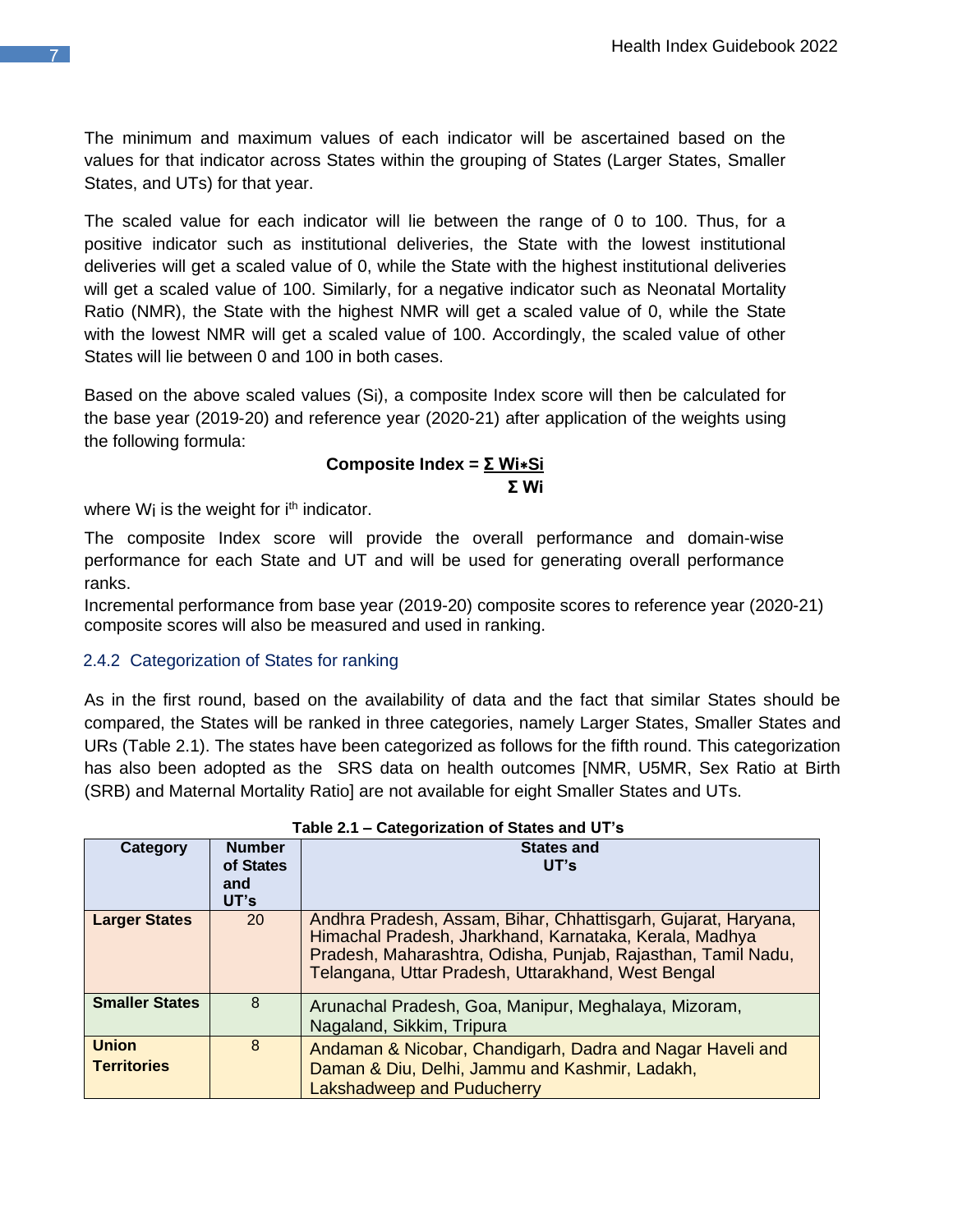The minimum and maximum values of each indicator will be ascertained based on the values for that indicator across States within the grouping of States (Larger States, Smaller States, and UTs) for that year.

The scaled value for each indicator will lie between the range of 0 to 100. Thus, for a positive indicator such as institutional deliveries, the State with the lowest institutional deliveries will get a scaled value of 0, while the State with the highest institutional deliveries will get a scaled value of 100. Similarly, for a negative indicator such as Neonatal Mortality Ratio (NMR), the State with the highest NMR will get a scaled value of 0, while the State with the lowest NMR will get a scaled value of 100. Accordingly, the scaled value of other States will lie between 0 and 100 in both cases.

Based on the above scaled values (Si), a composite Index score will then be calculated for the base year (2019-20) and reference year (2020-21) after application of the weights using the following formula:

$$\textbf{Composite Index} = \frac{\Sigma W_i * S_i}{\Sigma W_i}$$

where $W_i$ is the weight for $i^{th}$ indicator.

The composite Index score will provide the overall performance and domain-wise performance for each State and UT and will be used for generating overall performance ranks.

Incremental performance from base year (2019-20) composite scores to reference year (2020-21) composite scores will also be measured and used in ranking.

### 2.4.2 Categorization of States for ranking

As in the first round, based on the availability of data and the fact that similar States should be compared, the States will be ranked in three categories, namely Larger States, Smaller States and URs (Table 2.1). The states have been categorized as follows for the fifth round. This categorization has also been adopted as the SRS data on health outcomes [NMR, U5MR, Sex Ratio at Birth (SRB) and Maternal Mortality Ratio] are not available for eight Smaller States and UTs.

**Table 2.1 – Categorization of States and UT's**

| Category | Number of States and UT's | States and UT's |
|---|---|---|
| **Larger States** | 20 | Andhra Pradesh, Assam, Bihar, Chhattisgarh, Gujarat, Haryana, Himachal Pradesh, Jharkhand, Karnataka, Kerala, Madhya Pradesh, Maharashtra, Odisha, Punjab, Rajasthan, Tamil Nadu, Telangana, Uttar Pradesh, Uttarakhand, West Bengal |
| **Smaller States** | 8 | Arunachal Pradesh, Goa, Manipur, Meghalaya, Mizoram, Nagaland, Sikkim, Tripura |
| **Union Territories** | 8 | Andaman & Nicobar, Chandigarh, Dadra and Nagar Haveli and Daman & Diu, Delhi, Jammu and Kashmir, Ladakh, Lakshadweep and Puducherry |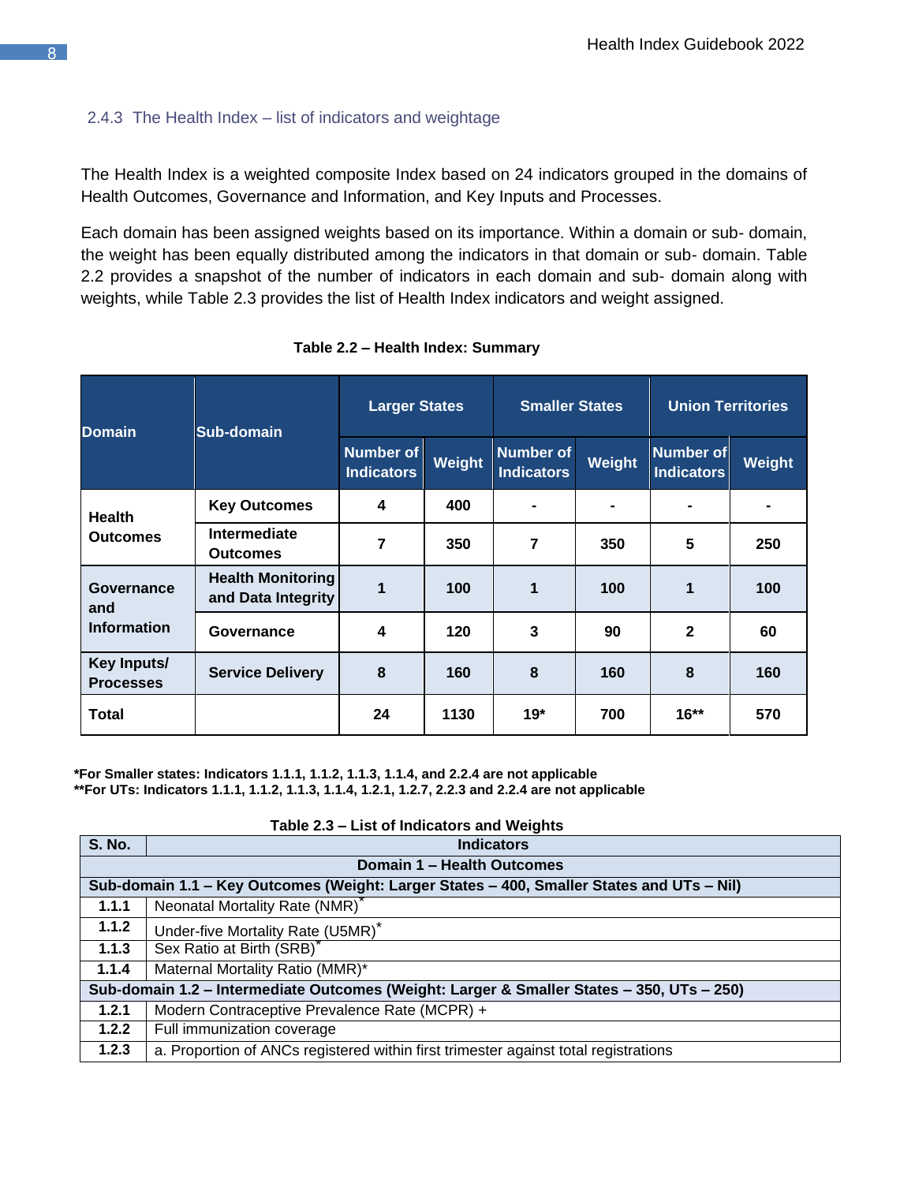### 2.4.3 The Health Index – list of indicators and weightage

The Health Index is a weighted composite Index based on 24 indicators grouped in the domains of Health Outcomes, Governance and Information, and Key Inputs and Processes.

Each domain has been assigned weights based on its importance. Within a domain or sub- domain, the weight has been equally distributed among the indicators in that domain or sub- domain. Table 2.2 provides a snapshot of the number of indicators in each domain and sub- domain along with weights, while Table 2.3 provides the list of Health Index indicators and weight assigned.

**Table 2.2 – Health Index: Summary**

| Domain | Sub-domain | Larger States | | Smaller States | | Union Territories | |
|---|---|---|---|---|---|---|---|
| | | Number of Indicators | Weight | Number of Indicators | Weight | Number of Indicators | Weight |
| Health Outcomes | Key Outcomes | 4 | 400 | - | - | - | - |
| | Intermediate Outcomes | 7 | 350 | 7 | 350 | 5 | 250 |
| Governance and Information | Health Monitoring and Data Integrity | 1 | 100 | 1 | 100 | 1 | 100 |
| | Governance | 4 | 120 | 3 | 90 | 2 | 60 |
| Key Inputs/ Processes | Service Delivery | 8 | 160 | 8 | 160 | 8 | 160 |
| Total | | 24 | 1130 | 19* | 700 | 16** | 570 |

**\*For Smaller states: Indicators 1.1.1, 1.1.2, 1.1.3, 1.1.4, and 2.2.4 are not applicable**
**\*\*For UTs: Indicators 1.1.1, 1.1.2, 1.1.3, 1.1.4, 1.2.1, 1.2.7, 2.2.3 and 2.2.4 are not applicable**

**Table 2.3 – List of Indicators and Weights**

| S. No. | Indicators |
|---|---|
| **Domain 1 – Health Outcomes** | |
| **Sub-domain 1.1 – Key Outcomes (Weight: Larger States – 400, Smaller States and UTs – Nil)** | |
| **1.1.1** | Neonatal Mortality Rate (NMR)* |
| **1.1.2** | Under-five Mortality Rate (U5MR)* |
| **1.1.3** | Sex Ratio at Birth (SRB)* |
| **1.1.4** | Maternal Mortality Ratio (MMR)* |
| **Sub-domain 1.2 – Intermediate Outcomes (Weight: Larger & Smaller States – 350, UTs – 250)** | |
| **1.2.1** | Modern Contraceptive Prevalence Rate (MCPR) + |
| **1.2.2** | Full immunization coverage |
| **1.2.3** | a. Proportion of ANCs registered within first trimester against total registrations |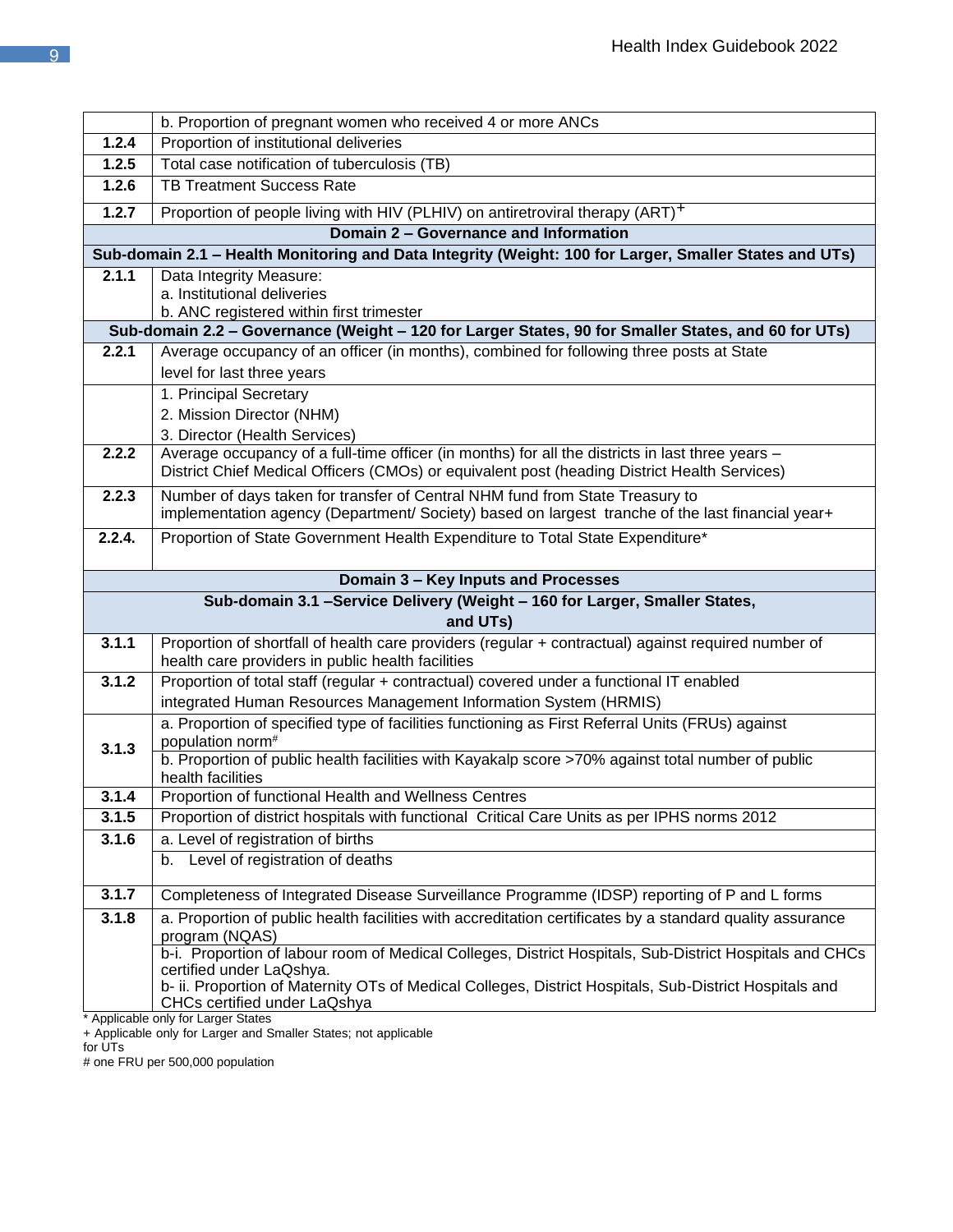| | |
|---|---|
| | b. Proportion of pregnant women who received 4 or more ANCs |
| **1.2.4** | Proportion of institutional deliveries |
| **1.2.5** | Total case notification of tuberculosis (TB) |
| **1.2.6** | TB Treatment Success Rate |
| **1.2.7** | Proportion of people living with HIV (PLHIV) on antiretroviral therapy (ART)+ |
| **Domain 2 – Governance and Information** | |
| **Sub-domain 2.1 – Health Monitoring and Data Integrity (Weight: 100 for Larger, Smaller States and UTs)** | |
| **2.1.1** | Data Integrity Measure:<br>a. Institutional deliveries<br>b. ANC registered within first trimester |
| **Sub-domain 2.2 – Governance (Weight – 120 for Larger States, 90 for Smaller States, and 60 for UTs)** | |
| **2.2.1** | Average occupancy of an officer (in months), combined for following three posts at State level for last three years |
| | 1. Principal Secretary<br>2. Mission Director (NHM)<br>3. Director (Health Services) |
| **2.2.2** | Average occupancy of a full-time officer (in months) for all the districts in last three years – District Chief Medical Officers (CMOs) or equivalent post (heading District Health Services) |
| **2.2.3** | Number of days taken for transfer of Central NHM fund from State Treasury to implementation agency (Department/ Society) based on largest tranche of the last financial year+ |
| **2.2.4.** | Proportion of State Government Health Expenditure to Total State Expenditure* |
| **Domain 3 – Key Inputs and Processes** | |
| **Sub-domain 3.1 –Service Delivery (Weight – 160 for Larger, Smaller States, and UTs)** | |
| **3.1.1** | Proportion of shortfall of health care providers (regular + contractual) against required number of health care providers in public health facilities |
| **3.1.2** | Proportion of total staff (regular + contractual) covered under a functional IT enabled integrated Human Resources Management Information System (HRMIS) |
| **3.1.3** | a. Proportion of specified type of facilities functioning as First Referral Units (FRUs) against population norm#<br>b. Proportion of public health facilities with Kayakalp score >70% against total number of public health facilities |
| **3.1.4** | Proportion of functional Health and Wellness Centres |
| **3.1.5** | Proportion of district hospitals with functional Critical Care Units as per IPHS norms 2012 |
| **3.1.6** | a. Level of registration of births |
| | b. Level of registration of deaths |
| **3.1.7** | Completeness of Integrated Disease Surveillance Programme (IDSP) reporting of P and L forms |
| **3.1.8** | a. Proportion of public health facilities with accreditation certificates by a standard quality assurance program (NQAS) |
| | b-i. Proportion of labour room of Medical Colleges, District Hospitals, Sub-District Hospitals and CHCs certified under LaQshya.<br>b- ii. Proportion of Maternity OTs of Medical Colleges, District Hospitals, Sub-District Hospitals and CHCs certified under LaQshya |

* Applicable only for Larger States
+ Applicable only for Larger and Smaller States; not applicable for UTs
# one FRU per 500,000 population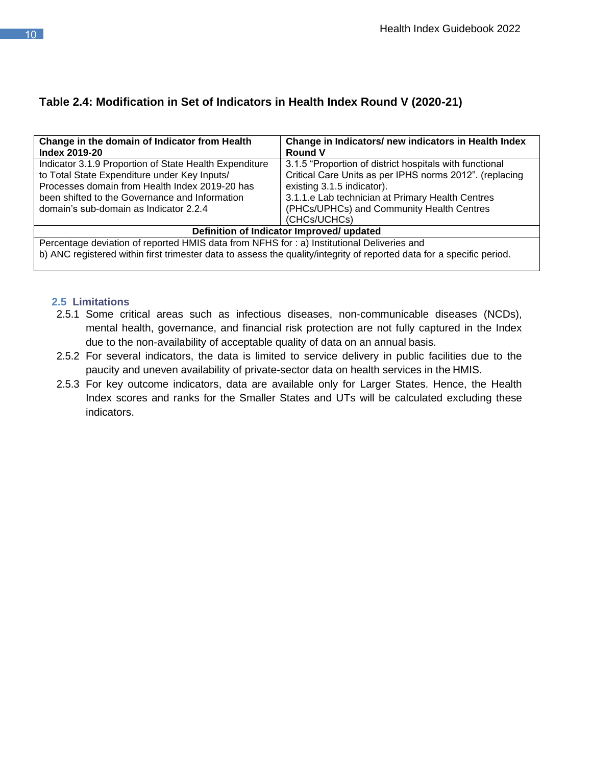### Table 2.4: Modification in Set of Indicators in Health Index Round V (2020-21)

| Change in the domain of Indicator from Health Index 2019-20 | Change in Indicators/ new indicators in Health Index Round V |
|---|---|
| Indicator 3.1.9 Proportion of State Health Expenditure to Total State Expenditure under Key Inputs/ Processes domain from Health Index 2019-20 has been shifted to the Governance and Information domain's sub-domain as Indicator 2.2.4 | 3.1.5 "Proportion of district hospitals with functional Critical Care Units as per IPHS norms 2012". (replacing existing 3.1.5 indicator).<br>3.1.1.e Lab technician at Primary Health Centres (PHCs/UPHCs) and Community Health Centres (CHCs/UCHCs) |
| **Definition of Indicator Improved/ updated** | |
| Percentage deviation of reported HMIS data from NFHS for : a) Institutional Deliveries and<br>b) ANC registered within first trimester data to assess the quality/integrity of reported data for a specific period. | |

## 2.5 Limitations

2.5.1 Some critical areas such as infectious diseases, non-communicable diseases (NCDs), mental health, governance, and financial risk protection are not fully captured in the Index due to the non-availability of acceptable quality of data on an annual basis.

2.5.2 For several indicators, the data is limited to service delivery in public facilities due to the paucity and uneven availability of private-sector data on health services in the HMIS.

2.5.3 For key outcome indicators, data are available only for Larger States. Hence, the Health Index scores and ranks for the Smaller States and UTs will be calculated excluding these indicators.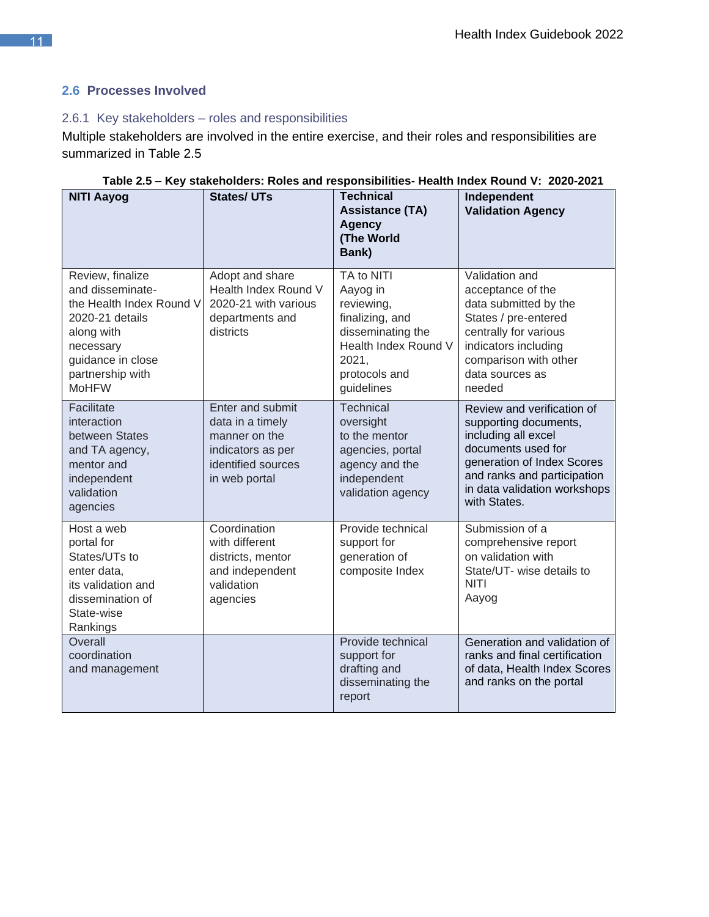## 2.6 Processes Involved

### 2.6.1 Key stakeholders – roles and responsibilities

Multiple stakeholders are involved in the entire exercise, and their roles and responsibilities are summarized in Table 2.5

**Table 2.5 – Key stakeholders: Roles and responsibilities- Health Index Round V: 2020-2021**

| NITI Aayog | States/ UTs | Technical Assistance (TA) Agency (The World Bank) | Independent Validation Agency |
| --- | --- | --- | --- |
| Review, finalize and disseminate- the Health Index Round V 2020-21 details along with necessary guidance in close partnership with MoHFW | Adopt and share Health Index Round V 2020-21 with various departments and districts | TA to NITI Aayog in reviewing, finalizing, and disseminating the Health Index Round V 2021, protocols and guidelines | Validation and acceptance of the data submitted by the States / pre-entered centrally for various indicators including comparison with other data sources as needed |
| Facilitate interaction between States and TA agency, mentor and independent validation agencies | Enter and submit data in a timely manner on the indicators as per identified sources in web portal | Technical oversight to the mentor agencies, portal agency and the independent validation agency | Review and verification of supporting documents, including all excel documents used for generation of Index Scores and ranks and participation in data validation workshops with States. |
| Host a web portal for States/UTs to enter data, its validation and dissemination of State-wise Rankings | Coordination with different districts, mentor and independent validation agencies | Provide technical support for generation of composite Index | Submission of a comprehensive report on validation with State/UT- wise details to NITI Aayog |
| Overall coordination and management | | Provide technical support for drafting and disseminating the report | Generation and validation of ranks and final certification of data, Health Index Scores and ranks on the portal |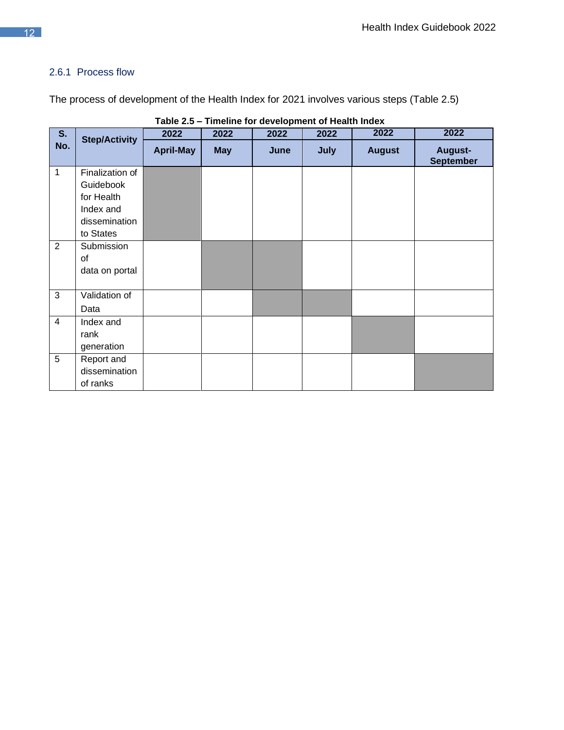### 2.6.1 Process flow

The process of development of the Health Index for 2021 involves various steps (Table 2.5)

**Table 2.5 – Timeline for development of Health Index**

| S. No. | Step/Activity | 2022 | 2022 | 2022 | 2022 | 2022 | 2022 |
|---|---|---|---|---|---|---|---|
| | | April-May | May | June | July | August | August-September |
| 1 | Finalization of Guidebook for Health Index and dissemination to States | ■ | | | | | |
| 2 | Submission of data on portal | | ■ | ■ | | | |
| 3 | Validation of Data | | | ■ | ■ | | |
| 4 | Index and rank generation | | | | | ■ | |
| 5 | Report and dissemination of ranks | | | | | | ■ |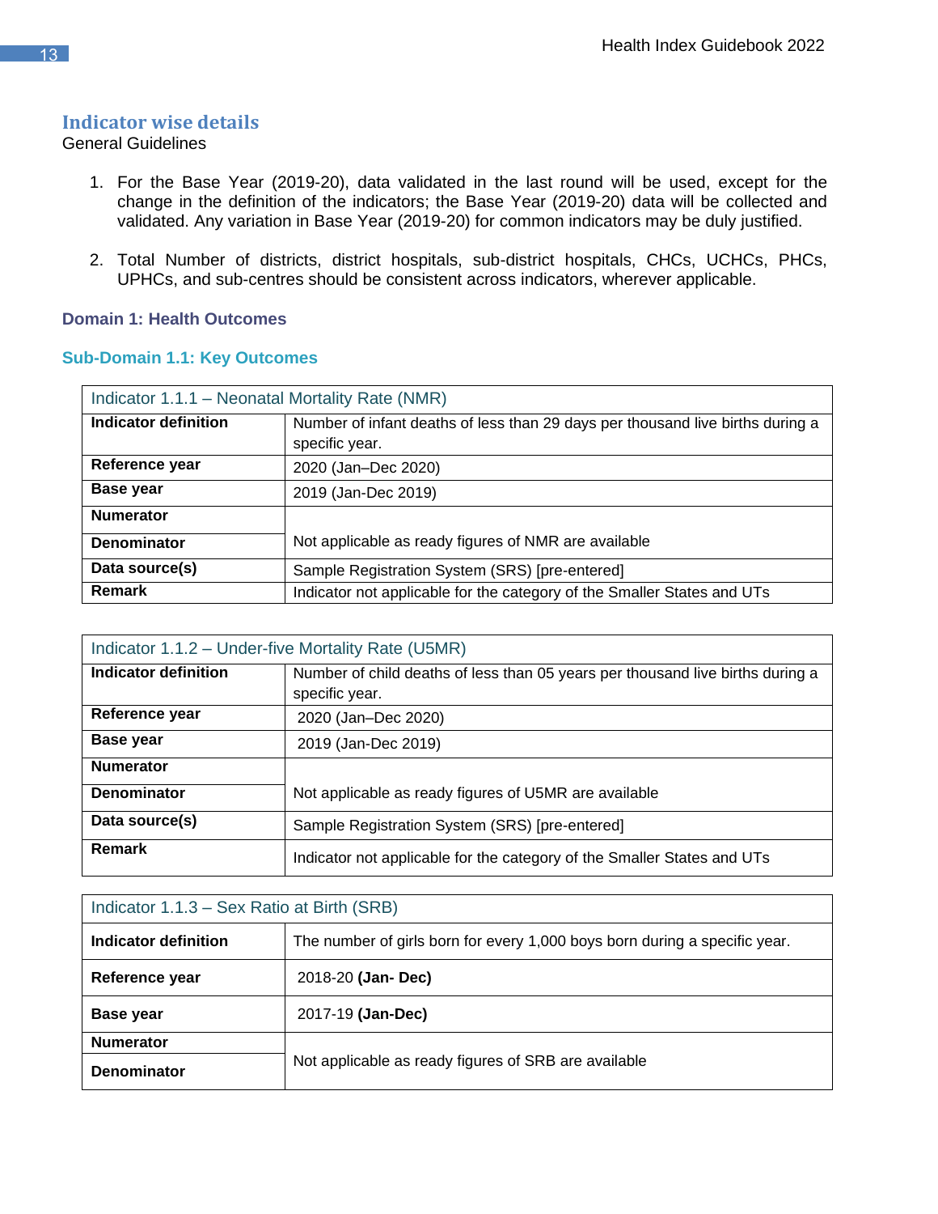## Indicator wise details

General Guidelines

1. For the Base Year (2019-20), data validated in the last round will be used, except for the change in the definition of the indicators; the Base Year (2019-20) data will be collected and validated. Any variation in Base Year (2019-20) for common indicators may be duly justified.

2. Total Number of districts, district hospitals, sub-district hospitals, CHCs, UCHCs, PHCs, UPHCs, and sub-centres should be consistent across indicators, wherever applicable.

### Domain 1: Health Outcomes

#### Sub-Domain 1.1: Key Outcomes

| Indicator 1.1.1 – Neonatal Mortality Rate (NMR) | |
|---|---|
| **Indicator definition** | Number of infant deaths of less than 29 days per thousand live births during a specific year. |
| **Reference year** | 2020 (Jan–Dec 2020) |
| **Base year** | 2019 (Jan-Dec 2019) |
| **Numerator** | Not applicable as ready figures of NMR are available |
| **Denominator** | |
| **Data source(s)** | Sample Registration System (SRS) [pre-entered] |
| **Remark** | Indicator not applicable for the category of the Smaller States and UTs |

| Indicator 1.1.2 – Under-five Mortality Rate (U5MR) | |
|---|---|
| **Indicator definition** | Number of child deaths of less than 05 years per thousand live births during a specific year. |
| **Reference year** | 2020 (Jan–Dec 2020) |
| **Base year** | 2019 (Jan-Dec 2019) |
| **Numerator** | Not applicable as ready figures of U5MR are available |
| **Denominator** | |
| **Data source(s)** | Sample Registration System (SRS) [pre-entered] |
| **Remark** | Indicator not applicable for the category of the Smaller States and UTs |

| Indicator 1.1.3 – Sex Ratio at Birth (SRB) | |
|---|---|
| **Indicator definition** | The number of girls born for every 1,000 boys born during a specific year. |
| **Reference year** | 2018-20 **(Jan- Dec)** |
| **Base year** | 2017-19 **(Jan-Dec)** |
| **Numerator** | Not applicable as ready figures of SRB are available |
| **Denominator** | |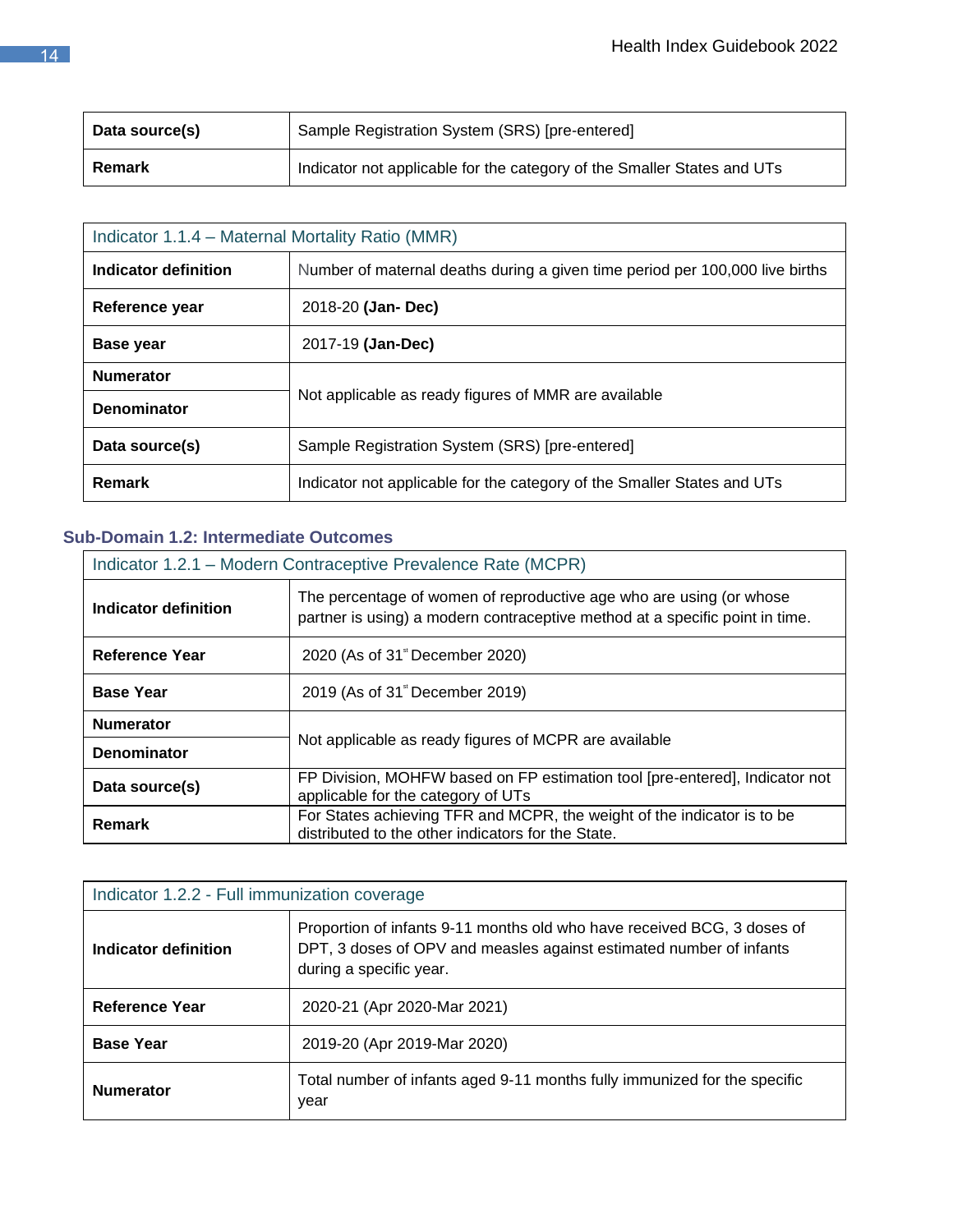| Data source(s) | Sample Registration System (SRS) [pre-entered] |
|---|---|
| Remark | Indicator not applicable for the category of the Smaller States and UTs |

| Indicator 1.1.4 – Maternal Mortality Ratio (MMR) | |
|---|---|
| **Indicator definition** | Number of maternal deaths during a given time period per 100,000 live births |
| **Reference year** | 2018-20 **(Jan- Dec)** |
| **Base year** | 2017-19 **(Jan-Dec)** |
| **Numerator** | Not applicable as ready figures of MMR are available |
| **Denominator** | |
| **Data source(s)** | Sample Registration System (SRS) [pre-entered] |
| **Remark** | Indicator not applicable for the category of the Smaller States and UTs |

### Sub-Domain 1.2: Intermediate Outcomes

| Indicator 1.2.1 – Modern Contraceptive Prevalence Rate (MCPR) | |
|---|---|
| **Indicator definition** | The percentage of women of reproductive age who are using (or whose partner is using) a modern contraceptive method at a specific point in time. |
| **Reference Year** | 2020 (As of 31st December 2020) |
| **Base Year** | 2019 (As of 31st December 2019) |
| **Numerator** | Not applicable as ready figures of MCPR are available |
| **Denominator** | |
| **Data source(s)** | FP Division, MOHFW based on FP estimation tool [pre-entered], Indicator not applicable for the category of UTs |
| **Remark** | For States achieving TFR and MCPR, the weight of the indicator is to be distributed to the other indicators for the State. |

| Indicator 1.2.2 - Full immunization coverage | |
|---|---|
| **Indicator definition** | Proportion of infants 9-11 months old who have received BCG, 3 doses of DPT, 3 doses of OPV and measles against estimated number of infants during a specific year. |
| **Reference Year** | 2020-21 (Apr 2020-Mar 2021) |
| **Base Year** | 2019-20 (Apr 2019-Mar 2020) |
| **Numerator** | Total number of infants aged 9-11 months fully immunized for the specific year |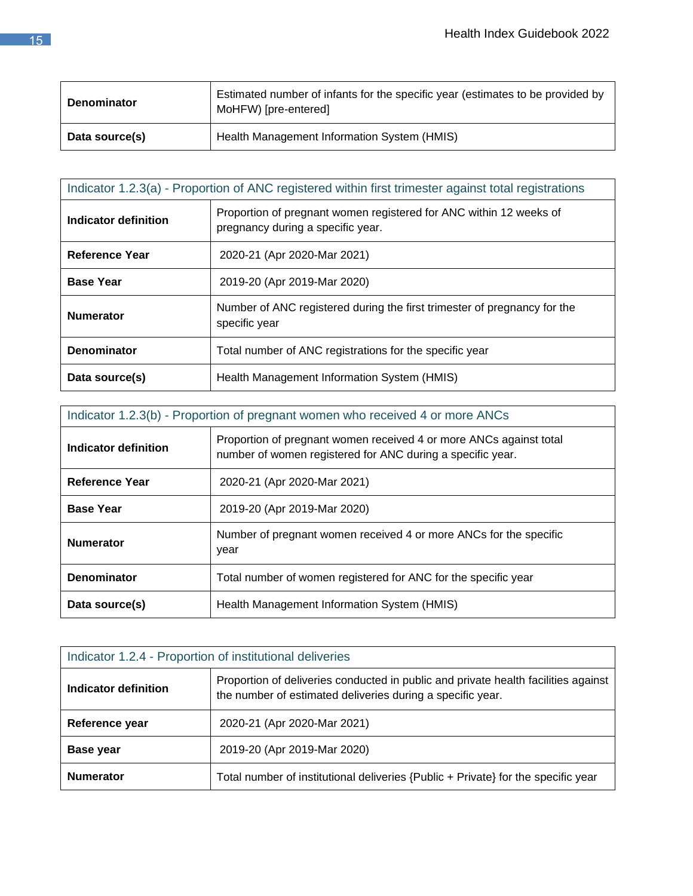| | |
|---|---|
| **Denominator** | Estimated number of infants for the specific year (estimates to be provided by MoHFW) [pre-entered] |
| **Data source(s)** | Health Management Information System (HMIS) |

| Indicator 1.2.3(a) - Proportion of ANC registered within first trimester against total registrations | |
|---|---|
| **Indicator definition** | Proportion of pregnant women registered for ANC within 12 weeks of pregnancy during a specific year. |
| **Reference Year** | 2020-21 (Apr 2020-Mar 2021) |
| **Base Year** | 2019-20 (Apr 2019-Mar 2020) |
| **Numerator** | Number of ANC registered during the first trimester of pregnancy for the specific year |
| **Denominator** | Total number of ANC registrations for the specific year |
| **Data source(s)** | Health Management Information System (HMIS) |

| Indicator 1.2.3(b) - Proportion of pregnant women who received 4 or more ANCs | |
|---|---|
| **Indicator definition** | Proportion of pregnant women received 4 or more ANCs against total number of women registered for ANC during a specific year. |
| **Reference Year** | 2020-21 (Apr 2020-Mar 2021) |
| **Base Year** | 2019-20 (Apr 2019-Mar 2020) |
| **Numerator** | Number of pregnant women received 4 or more ANCs for the specific year |
| **Denominator** | Total number of women registered for ANC for the specific year |
| **Data source(s)** | Health Management Information System (HMIS) |

| Indicator 1.2.4 - Proportion of institutional deliveries | |
|---|---|
| **Indicator definition** | Proportion of deliveries conducted in public and private health facilities against the number of estimated deliveries during a specific year. |
| **Reference year** | 2020-21 (Apr 2020-Mar 2021) |
| **Base year** | 2019-20 (Apr 2019-Mar 2020) |
| **Numerator** | Total number of institutional deliveries {Public + Private} for the specific year |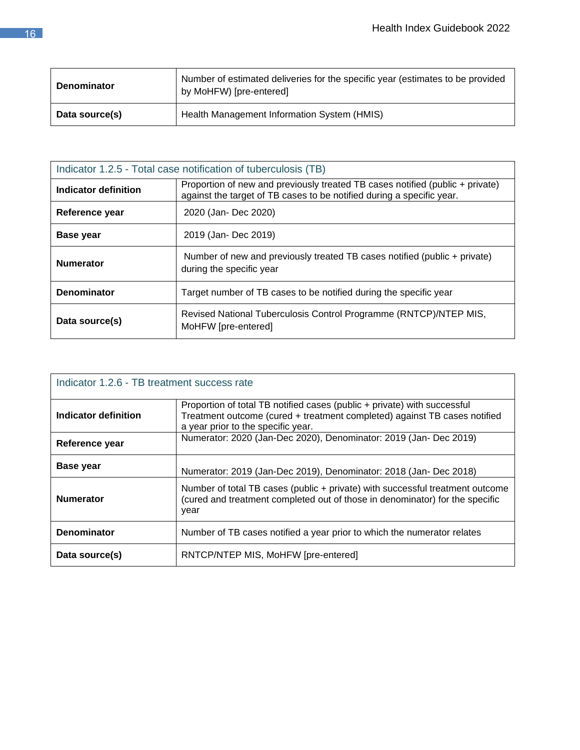| | |
|---|---|
| **Denominator** | Number of estimated deliveries for the specific year (estimates to be provided by MoHFW) [pre-entered] |
| **Data source(s)** | Health Management Information System (HMIS) |

| Indicator 1.2.5 - Total case notification of tuberculosis (TB) | |
|---|---|
| **Indicator definition** | Proportion of new and previously treated TB cases notified (public + private) against the target of TB cases to be notified during a specific year. |
| **Reference year** | 2020 (Jan- Dec 2020) |
| **Base year** | 2019 (Jan- Dec 2019) |
| **Numerator** | Number of new and previously treated TB cases notified (public + private) during the specific year |
| **Denominator** | Target number of TB cases to be notified during the specific year |
| **Data source(s)** | Revised National Tuberculosis Control Programme (RNTCP)/NTEP MIS, MoHFW [pre-entered] |

| Indicator 1.2.6 - TB treatment success rate | |
|---|---|
| **Indicator definition** | Proportion of total TB notified cases (public + private) with successful Treatment outcome (cured + treatment completed) against TB cases notified a year prior to the specific year. |
| **Reference year** | Numerator: 2020 (Jan-Dec 2020), Denominator: 2019 (Jan- Dec 2019) |
| **Base year** | Numerator: 2019 (Jan-Dec 2019), Denominator: 2018 (Jan- Dec 2018) |
| **Numerator** | Number of total TB cases (public + private) with successful treatment outcome (cured and treatment completed out of those in denominator) for the specific year |
| **Denominator** | Number of TB cases notified a year prior to which the numerator relates |
| **Data source(s)** | RNTCP/NTEP MIS, MoHFW [pre-entered] |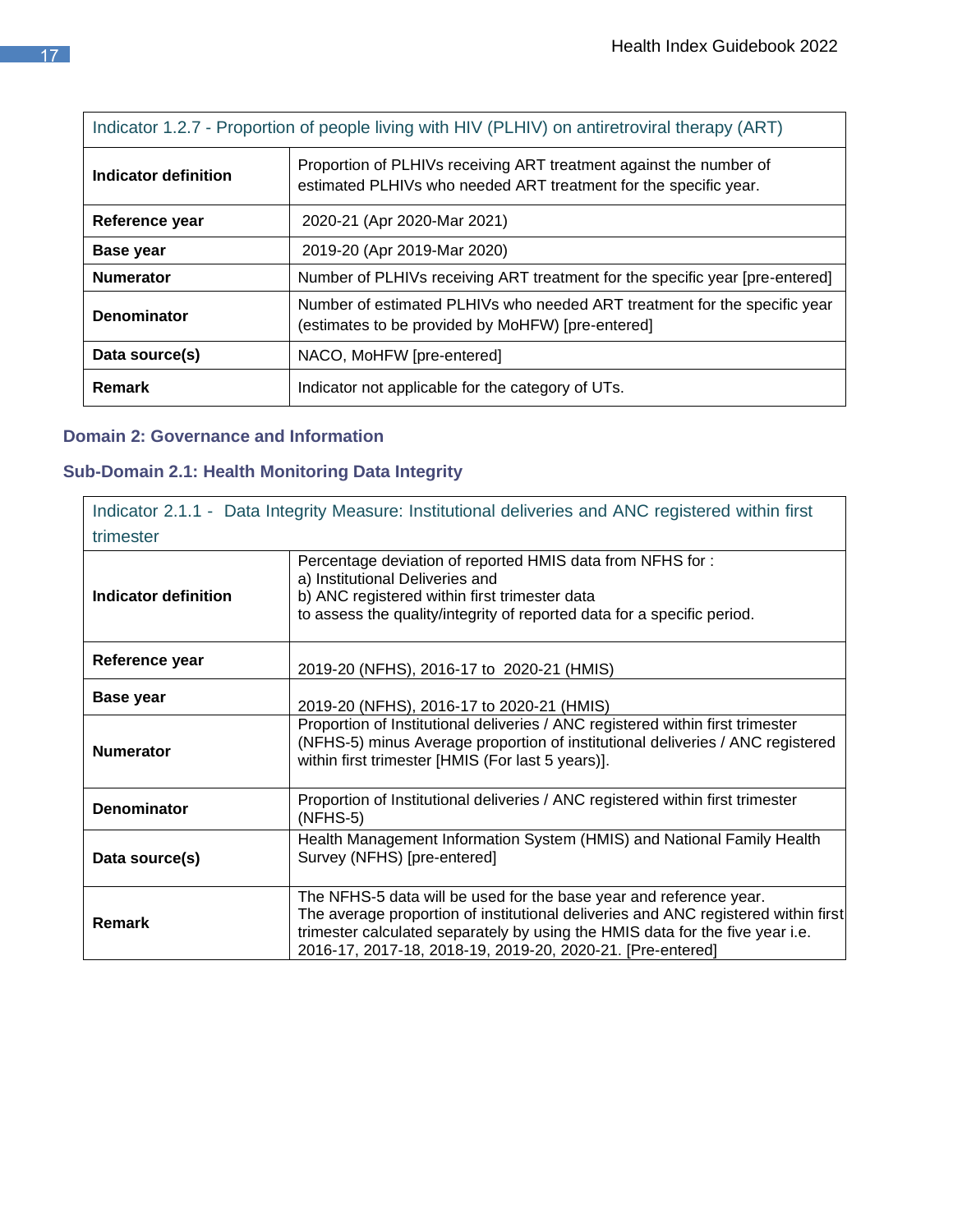| Indicator 1.2.7 - Proportion of people living with HIV (PLHIV) on antiretroviral therapy (ART) | |
|---|---|
| **Indicator definition** | Proportion of PLHIVs receiving ART treatment against the number of estimated PLHIVs who needed ART treatment for the specific year. |
| **Reference year** | 2020-21 (Apr 2020-Mar 2021) |
| **Base year** | 2019-20 (Apr 2019-Mar 2020) |
| **Numerator** | Number of PLHIVs receiving ART treatment for the specific year [pre-entered] |
| **Denominator** | Number of estimated PLHIVs who needed ART treatment for the specific year (estimates to be provided by MoHFW) [pre-entered] |
| **Data source(s)** | NACO, MoHFW [pre-entered] |
| **Remark** | Indicator not applicable for the category of UTs. |

## Domain 2: Governance and Information

### Sub-Domain 2.1: Health Monitoring Data Integrity

| Indicator 2.1.1 - Data Integrity Measure: Institutional deliveries and ANC registered within first trimester | |
|---|---|
| **Indicator definition** | Percentage deviation of reported HMIS data from NFHS for :<br>a) Institutional Deliveries and<br>b) ANC registered within first trimester data<br>to assess the quality/integrity of reported data for a specific period. |
| **Reference year** | 2019-20 (NFHS), 2016-17 to 2020-21 (HMIS) |
| **Base year** | 2019-20 (NFHS), 2016-17 to 2020-21 (HMIS) |
| **Numerator** | Proportion of Institutional deliveries / ANC registered within first trimester (NFHS-5) minus Average proportion of institutional deliveries / ANC registered within first trimester [HMIS (For last 5 years)]. |
| **Denominator** | Proportion of Institutional deliveries / ANC registered within first trimester (NFHS-5) |
| **Data source(s)** | Health Management Information System (HMIS) and National Family Health Survey (NFHS) [pre-entered] |
| **Remark** | The NFHS-5 data will be used for the base year and reference year.<br>The average proportion of institutional deliveries and ANC registered within first trimester calculated separately by using the HMIS data for the five year i.e. 2016-17, 2017-18, 2018-19, 2019-20, 2020-21. [Pre-entered] |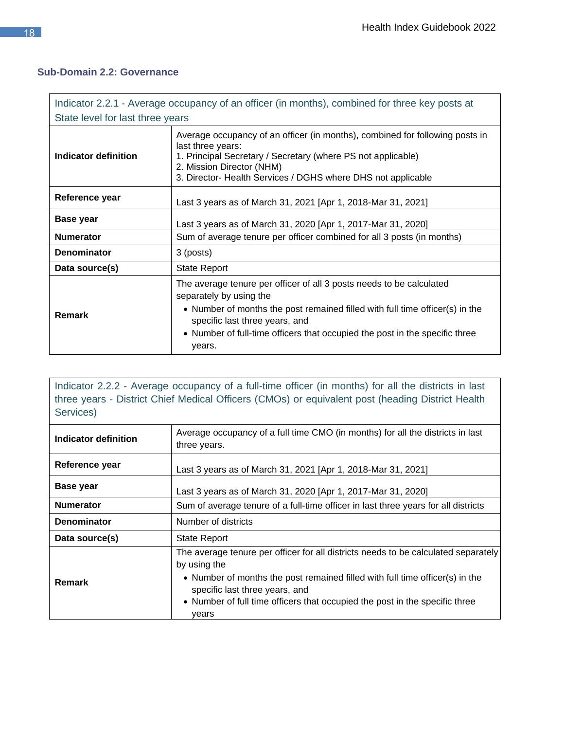## Sub-Domain 2.2: Governance

| Indicator 2.2.1 - Average occupancy of an officer (in months), combined for three key posts at State level for last three years | |
|---|---|
| **Indicator definition** | Average occupancy of an officer (in months), combined for following posts in last three years:<br>1. Principal Secretary / Secretary (where PS not applicable)<br>2. Mission Director (NHM)<br>3. Director- Health Services / DGHS where DHS not applicable |
| **Reference year** | Last 3 years as of March 31, 2021 [Apr 1, 2018-Mar 31, 2021] |
| **Base year** | Last 3 years as of March 31, 2020 [Apr 1, 2017-Mar 31, 2020] |
| **Numerator** | Sum of average tenure per officer combined for all 3 posts (in months) |
| **Denominator** | 3 (posts) |
| **Data source(s)** | State Report |
| **Remark** | The average tenure per officer of all 3 posts needs to be calculated separately by using the<br>• Number of months the post remained filled with full time officer(s) in the specific last three years, and<br>• Number of full-time officers that occupied the post in the specific three years. |

| Indicator 2.2.2 - Average occupancy of a full-time officer (in months) for all the districts in last three years - District Chief Medical Officers (CMOs) or equivalent post (heading District Health Services) | |
|---|---|
| **Indicator definition** | Average occupancy of a full time CMO (in months) for all the districts in last three years. |
| **Reference year** | Last 3 years as of March 31, 2021 [Apr 1, 2018-Mar 31, 2021] |
| **Base year** | Last 3 years as of March 31, 2020 [Apr 1, 2017-Mar 31, 2020] |
| **Numerator** | Sum of average tenure of a full-time officer in last three years for all districts |
| **Denominator** | Number of districts |
| **Data source(s)** | State Report |
| **Remark** | The average tenure per officer for all districts needs to be calculated separately by using the<br>• Number of months the post remained filled with full time officer(s) in the specific last three years, and<br>• Number of full time officers that occupied the post in the specific three years |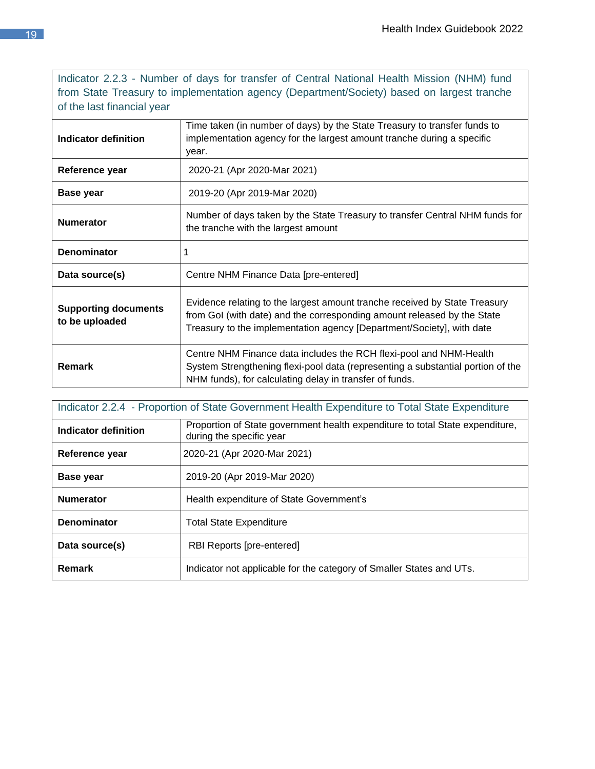| Indicator 2.2.3 - Number of days for transfer of Central National Health Mission (NHM) fund from State Treasury to implementation agency (Department/Society) based on largest tranche of the last financial year | |
|---|---|
| **Indicator definition** | Time taken (in number of days) by the State Treasury to transfer funds to implementation agency for the largest amount tranche during a specific year. |
| **Reference year** | 2020-21 (Apr 2020-Mar 2021) |
| **Base year** | 2019-20 (Apr 2019-Mar 2020) |
| **Numerator** | Number of days taken by the State Treasury to transfer Central NHM funds for the tranche with the largest amount |
| **Denominator** | 1 |
| **Data source(s)** | Centre NHM Finance Data [pre-entered] |
| **Supporting documents to be uploaded** | Evidence relating to the largest amount tranche received by State Treasury from GoI (with date) and the corresponding amount released by the State Treasury to the implementation agency [Department/Society], with date |
| **Remark** | Centre NHM Finance data includes the RCH flexi-pool and NHM-Health System Strengthening flexi-pool data (representing a substantial portion of the NHM funds), for calculating delay in transfer of funds. |

| Indicator 2.2.4 - Proportion of State Government Health Expenditure to Total State Expenditure | |
|---|---|
| **Indicator definition** | Proportion of State government health expenditure to total State expenditure, during the specific year |
| **Reference year** | 2020-21 (Apr 2020-Mar 2021) |
| **Base year** | 2019-20 (Apr 2019-Mar 2020) |
| **Numerator** | Health expenditure of State Government's |
| **Denominator** | Total State Expenditure |
| **Data source(s)** | RBI Reports [pre-entered] |
| **Remark** | Indicator not applicable for the category of Smaller States and UTs. |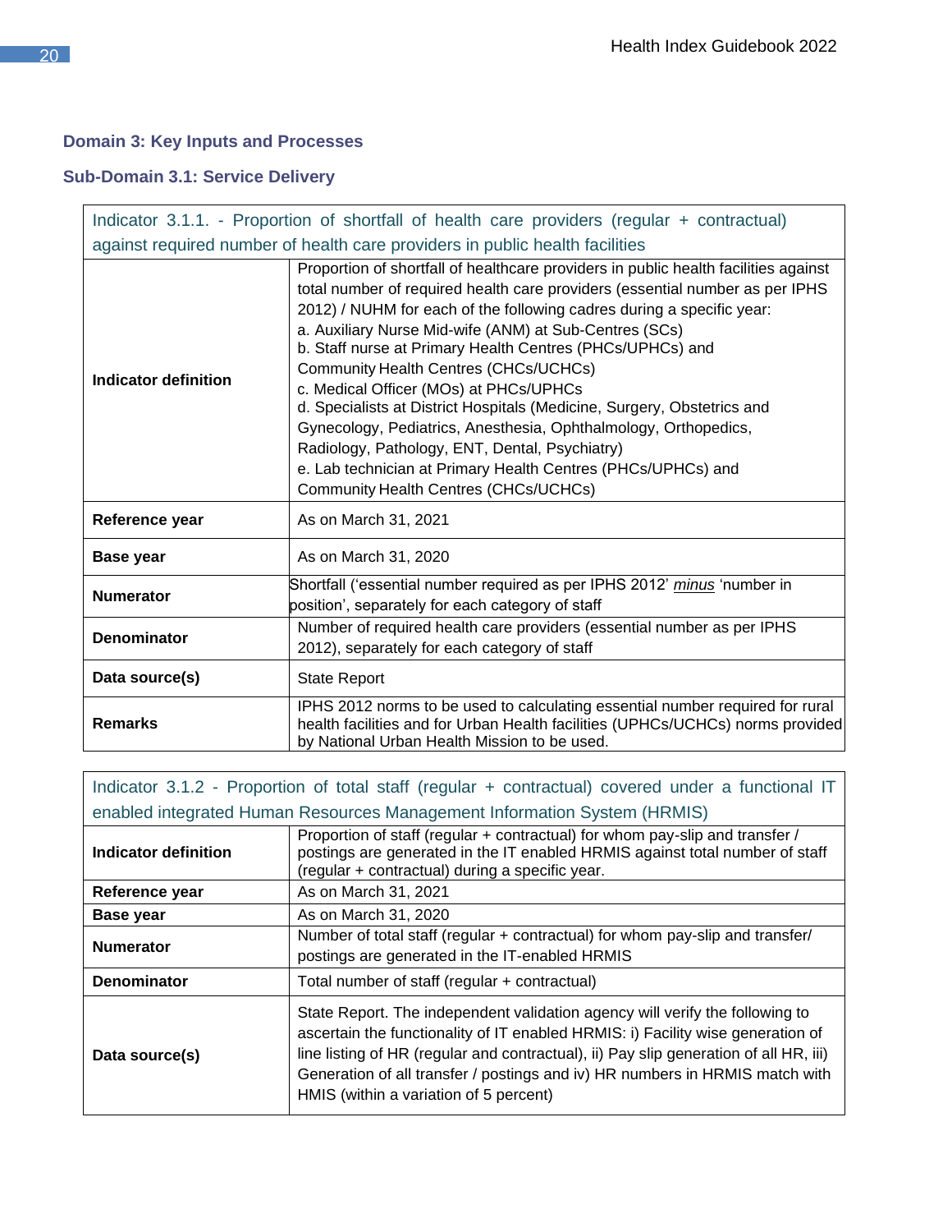## Domain 3: Key Inputs and Processes

### Sub-Domain 3.1: Service Delivery

| Indicator 3.1.1. - Proportion of shortfall of health care providers (regular + contractual) against required number of health care providers in public health facilities | |
|---|---|
| **Indicator definition** | Proportion of shortfall of healthcare providers in public health facilities against total number of required health care providers (essential number as per IPHS 2012) / NUHM for each of the following cadres during a specific year:<br>a. Auxiliary Nurse Mid-wife (ANM) at Sub-Centres (SCs)<br>b. Staff nurse at Primary Health Centres (PHCs/UPHCs) and Community Health Centres (CHCs/UCHCs)<br>c. Medical Officer (MOs) at PHCs/UPHCs<br>d. Specialists at District Hospitals (Medicine, Surgery, Obstetrics and Gynecology, Pediatrics, Anesthesia, Ophthalmology, Orthopedics, Radiology, Pathology, ENT, Dental, Psychiatry)<br>e. Lab technician at Primary Health Centres (PHCs/UPHCs) and Community Health Centres (CHCs/UCHCs) |
| **Reference year** | As on March 31, 2021 |
| **Base year** | As on March 31, 2020 |
| **Numerator** | Shortfall ('essential number required as per IPHS 2012' *minus* 'number in position', separately for each category of staff |
| **Denominator** | Number of required health care providers (essential number as per IPHS 2012), separately for each category of staff |
| **Data source(s)** | State Report |
| **Remarks** | IPHS 2012 norms to be used to calculating essential number required for rural health facilities and for Urban Health facilities (UPHCs/UCHCs) norms provided by National Urban Health Mission to be used. |

| Indicator 3.1.2 - Proportion of total staff (regular + contractual) covered under a functional IT enabled integrated Human Resources Management Information System (HRMIS) | |
|---|---|
| **Indicator definition** | Proportion of staff (regular + contractual) for whom pay-slip and transfer / postings are generated in the IT enabled HRMIS against total number of staff (regular + contractual) during a specific year. |
| **Reference year** | As on March 31, 2021 |
| **Base year** | As on March 31, 2020 |
| **Numerator** | Number of total staff (regular + contractual) for whom pay-slip and transfer/ postings are generated in the IT-enabled HRMIS |
| **Denominator** | Total number of staff (regular + contractual) |
| **Data source(s)** | State Report. The independent validation agency will verify the following to ascertain the functionality of IT enabled HRMIS: i) Facility wise generation of line listing of HR (regular and contractual), ii) Pay slip generation of all HR, iii) Generation of all transfer / postings and iv) HR numbers in HRMIS match with HMIS (within a variation of 5 percent) |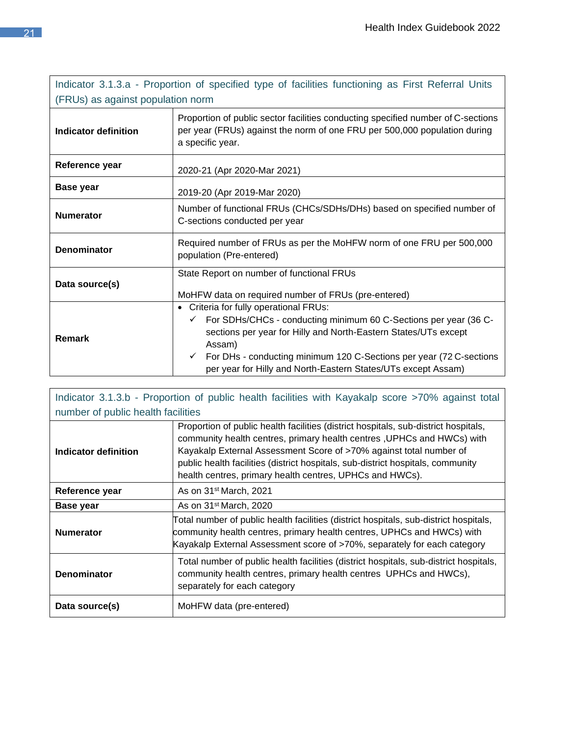| Indicator 3.1.3.a - Proportion of specified type of facilities functioning as First Referral Units (FRUs) as against population norm | |
|---|---|
| **Indicator definition** | Proportion of public sector facilities conducting specified number of C-sections per year (FRUs) against the norm of one FRU per 500,000 population during a specific year. |
| **Reference year** | 2020-21 (Apr 2020-Mar 2021) |
| **Base year** | 2019-20 (Apr 2019-Mar 2020) |
| **Numerator** | Number of functional FRUs (CHCs/SDHs/DHs) based on specified number of C-sections conducted per year |
| **Denominator** | Required number of FRUs as per the MoHFW norm of one FRU per 500,000 population (Pre-entered) |
| **Data source(s)** | State Report on number of functional FRUs<br><br>MoHFW data on required number of FRUs (pre-entered) |
| **Remark** | • Criteria for fully operational FRUs:<br>✓ For SDHs/CHCs - conducting minimum 60 C-Sections per year (36 C-sections per year for Hilly and North-Eastern States/UTs except Assam)<br>✓ For DHs - conducting minimum 120 C-Sections per year (72 C-sections per year for Hilly and North-Eastern States/UTs except Assam) |

| Indicator 3.1.3.b - Proportion of public health facilities with Kayakalp score >70% against total number of public health facilities | |
|---|---|
| **Indicator definition** | Proportion of public health facilities (district hospitals, sub-district hospitals, community health centres, primary health centres ,UPHCs and HWCs) with Kayakalp External Assessment Score of >70% against total number of public health facilities (district hospitals, sub-district hospitals, community health centres, primary health centres, UPHCs and HWCs). |
| **Reference year** | As on 31st March, 2021 |
| **Base year** | As on 31st March, 2020 |
| **Numerator** | Total number of public health facilities (district hospitals, sub-district hospitals, community health centres, primary health centres, UPHCs and HWCs) with Kayakalp External Assessment score of >70%, separately for each category |
| **Denominator** | Total number of public health facilities (district hospitals, sub-district hospitals, community health centres, primary health centres UPHCs and HWCs), separately for each category |
| **Data source(s)** | MoHFW data (pre-entered) |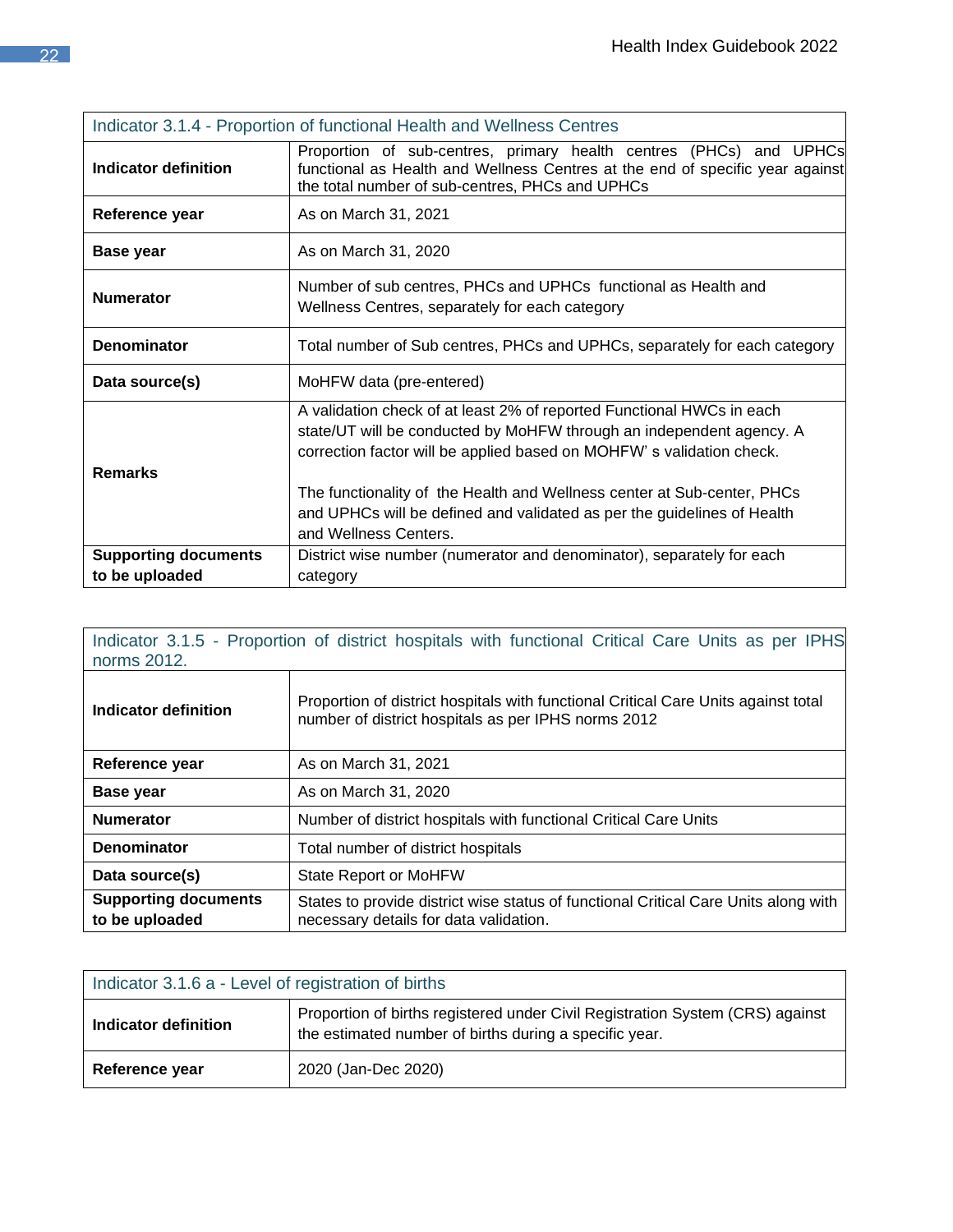| Indicator 3.1.4 - Proportion of functional Health and Wellness Centres | |
|---|---|
| **Indicator definition** | Proportion of sub-centres, primary health centres (PHCs) and UPHCs functional as Health and Wellness Centres at the end of specific year against the total number of sub-centres, PHCs and UPHCs |
| **Reference year** | As on March 31, 2021 |
| **Base year** | As on March 31, 2020 |
| **Numerator** | Number of sub centres, PHCs and UPHCs functional as Health and Wellness Centres, separately for each category |
| **Denominator** | Total number of Sub centres, PHCs and UPHCs, separately for each category |
| **Data source(s)** | MoHFW data (pre-entered) |
| **Remarks** | A validation check of at least 2% of reported Functional HWCs in each state/UT will be conducted by MoHFW through an independent agency. A correction factor will be applied based on MOHFW' s validation check.<br><br>The functionality of the Health and Wellness center at Sub-center, PHCs and UPHCs will be defined and validated as per the guidelines of Health and Wellness Centers. |
| **Supporting documents to be uploaded** | District wise number (numerator and denominator), separately for each category |

| Indicator 3.1.5 - Proportion of district hospitals with functional Critical Care Units as per IPHS norms 2012. | |
|---|---|
| **Indicator definition** | Proportion of district hospitals with functional Critical Care Units against total number of district hospitals as per IPHS norms 2012 |
| **Reference year** | As on March 31, 2021 |
| **Base year** | As on March 31, 2020 |
| **Numerator** | Number of district hospitals with functional Critical Care Units |
| **Denominator** | Total number of district hospitals |
| **Data source(s)** | State Report or MoHFW |
| **Supporting documents to be uploaded** | States to provide district wise status of functional Critical Care Units along with necessary details for data validation. |

| Indicator 3.1.6 a - Level of registration of births | |
|---|---|
| **Indicator definition** | Proportion of births registered under Civil Registration System (CRS) against the estimated number of births during a specific year. |
| **Reference year** | 2020 (Jan-Dec 2020) |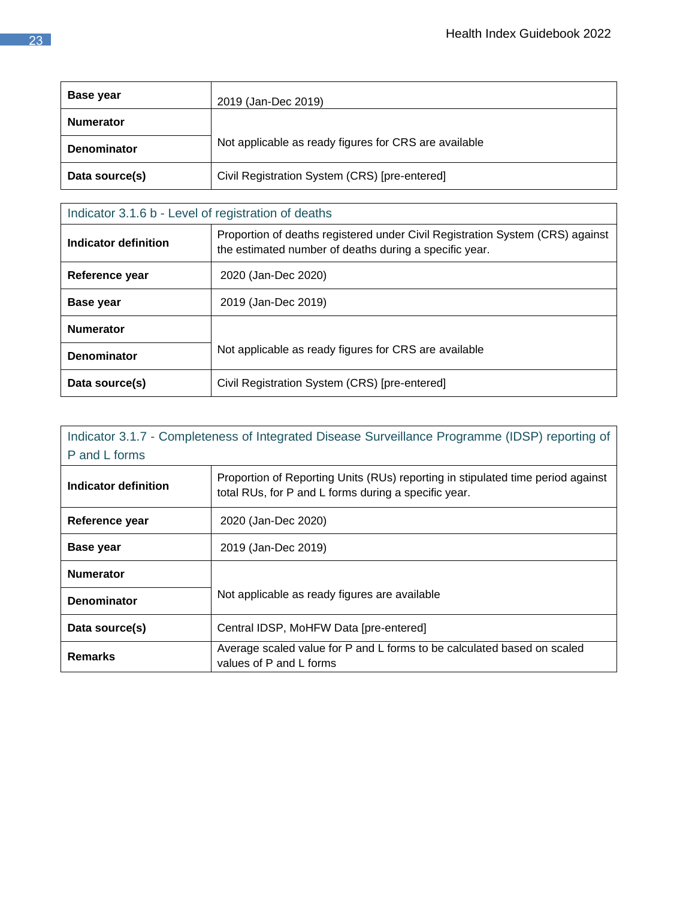| Base year | 2019 (Jan-Dec 2019) |
| --- | --- |
| Numerator | Not applicable as ready figures for CRS are available |
| Denominator | |
| Data source(s) | Civil Registration System (CRS) [pre-entered] |

| Indicator 3.1.6 b - Level of registration of deaths | |
| --- | --- |
| Indicator definition | Proportion of deaths registered under Civil Registration System (CRS) against the estimated number of deaths during a specific year. |
| Reference year | 2020 (Jan-Dec 2020) |
| Base year | 2019 (Jan-Dec 2019) |
| Numerator | Not applicable as ready figures for CRS are available |
| Denominator | |
| Data source(s) | Civil Registration System (CRS) [pre-entered] |

| Indicator 3.1.7 - Completeness of Integrated Disease Surveillance Programme (IDSP) reporting of P and L forms | |
| --- | --- |
| Indicator definition | Proportion of Reporting Units (RUs) reporting in stipulated time period against total RUs, for P and L forms during a specific year. |
| Reference year | 2020 (Jan-Dec 2020) |
| Base year | 2019 (Jan-Dec 2019) |
| Numerator | Not applicable as ready figures are available |
| Denominator | |
| Data source(s) | Central IDSP, MoHFW Data [pre-entered] |
| Remarks | Average scaled value for P and L forms to be calculated based on scaled values of P and L forms |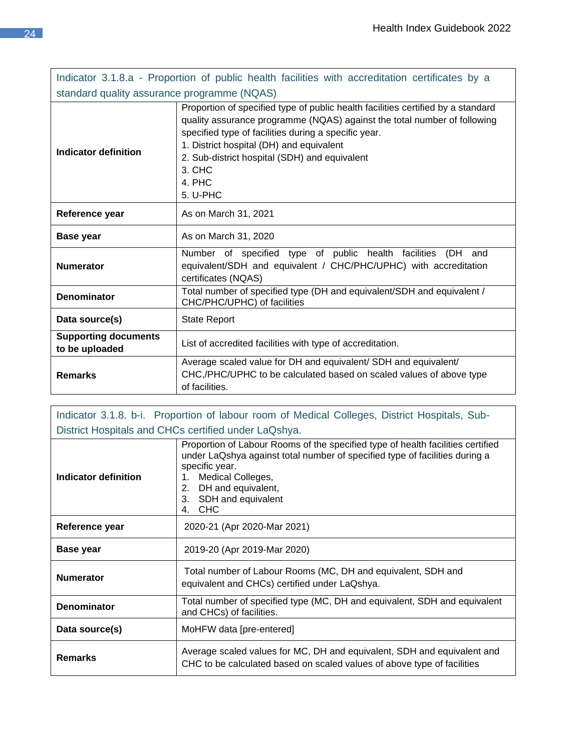| Indicator 3.1.8.a - Proportion of public health facilities with accreditation certificates by a standard quality assurance programme (NQAS) | |
|---|---|
| **Indicator definition** | Proportion of specified type of public health facilities certified by a standard quality assurance programme (NQAS) against the total number of following specified type of facilities during a specific year.<br>1. District hospital (DH) and equivalent<br>2. Sub-district hospital (SDH) and equivalent<br>3. CHC<br>4. PHC<br>5. U-PHC |
| **Reference year** | As on March 31, 2021 |
| **Base year** | As on March 31, 2020 |
| **Numerator** | Number of specified type of public health facilities (DH and equivalent/SDH and equivalent / CHC/PHC/UPHC) with accreditation certificates (NQAS) |
| **Denominator** | Total number of specified type (DH and equivalent/SDH and equivalent / CHC/PHC/UPHC) of facilities |
| **Data source(s)** | State Report |
| **Supporting documents to be uploaded** | List of accredited facilities with type of accreditation. |
| **Remarks** | Average scaled value for DH and equivalent/ SDH and equivalent/ CHC,/PHC/UPHC to be calculated based on scaled values of above type of facilities. |

| Indicator 3.1.8. b-i. Proportion of labour room of Medical Colleges, District Hospitals, Sub-District Hospitals and CHCs certified under LaQshya. | |
|---|---|
| **Indicator definition** | Proportion of Labour Rooms of the specified type of health facilities certified under LaQshya against total number of specified type of facilities during a specific year.<br>1. Medical Colleges,<br>2. DH and equivalent,<br>3. SDH and equivalent<br>4. CHC |
| **Reference year** | 2020-21 (Apr 2020-Mar 2021) |
| **Base year** | 2019-20 (Apr 2019-Mar 2020) |
| **Numerator** | Total number of Labour Rooms (MC, DH and equivalent, SDH and equivalent and CHCs) certified under LaQshya. |
| **Denominator** | Total number of specified type (MC, DH and equivalent, SDH and equivalent and CHCs) of facilities. |
| **Data source(s)** | MoHFW data [pre-entered] |
| **Remarks** | Average scaled values for MC, DH and equivalent, SDH and equivalent and CHC to be calculated based on scaled values of above type of facilities |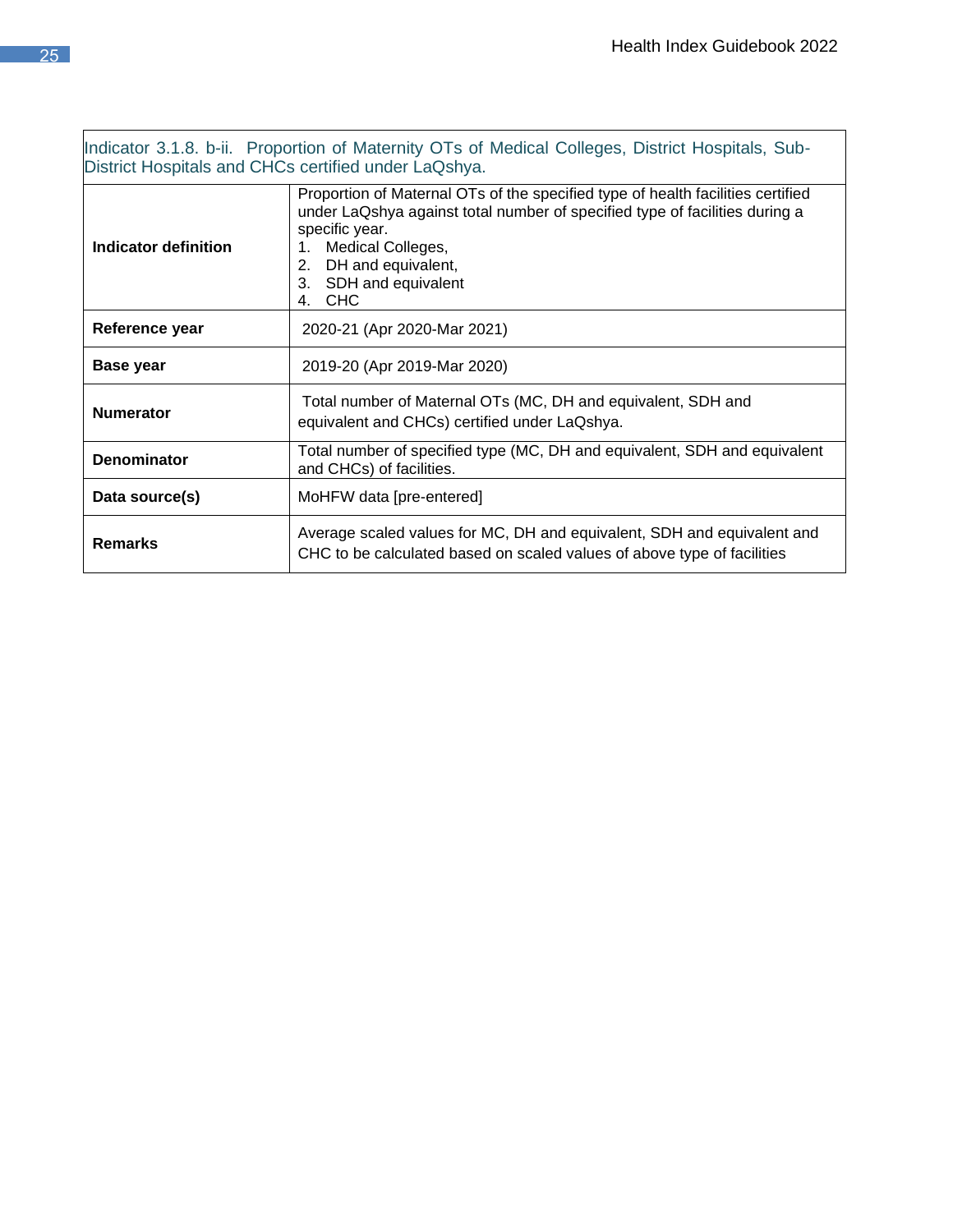| Indicator 3.1.8. b-ii. Proportion of Maternity OTs of Medical Colleges, District Hospitals, Sub-District Hospitals and CHCs certified under LaQshya. | |
|---|---|
| **Indicator definition** | Proportion of Maternal OTs of the specified type of health facilities certified under LaQshya against total number of specified type of facilities during a specific year.<br>1. Medical Colleges,<br>2. DH and equivalent,<br>3. SDH and equivalent<br>4. CHC |
| **Reference year** | 2020-21 (Apr 2020-Mar 2021) |
| **Base year** | 2019-20 (Apr 2019-Mar 2020) |
| **Numerator** | Total number of Maternal OTs (MC, DH and equivalent, SDH and equivalent and CHCs) certified under LaQshya. |
| **Denominator** | Total number of specified type (MC, DH and equivalent, SDH and equivalent and CHCs) of facilities. |
| **Data source(s)** | MoHFW data [pre-entered] |
| **Remarks** | Average scaled values for MC, DH and equivalent, SDH and equivalent and CHC to be calculated based on scaled values of above type of facilities |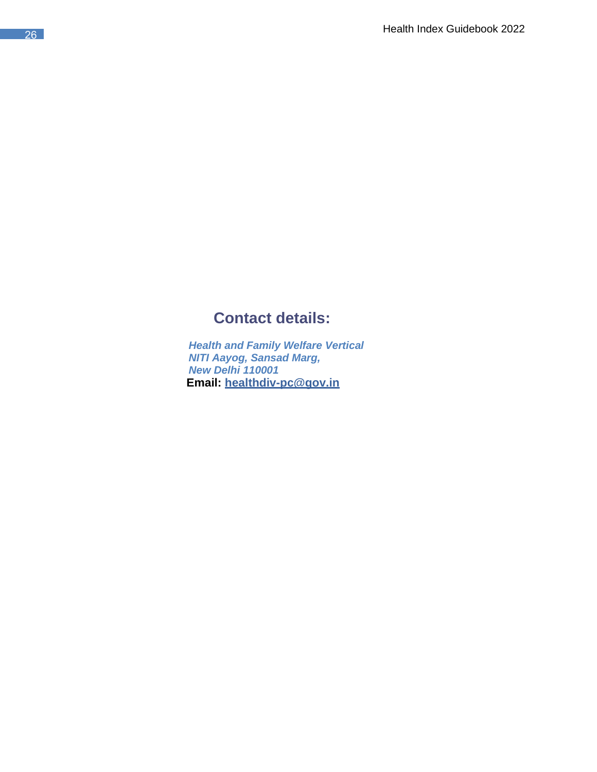## Contact details:

***Health and Family Welfare Vertical***
***NITI Aayog, Sansad Marg,***
***New Delhi 110001***
**Email: healthdiv-pc@gov.in**